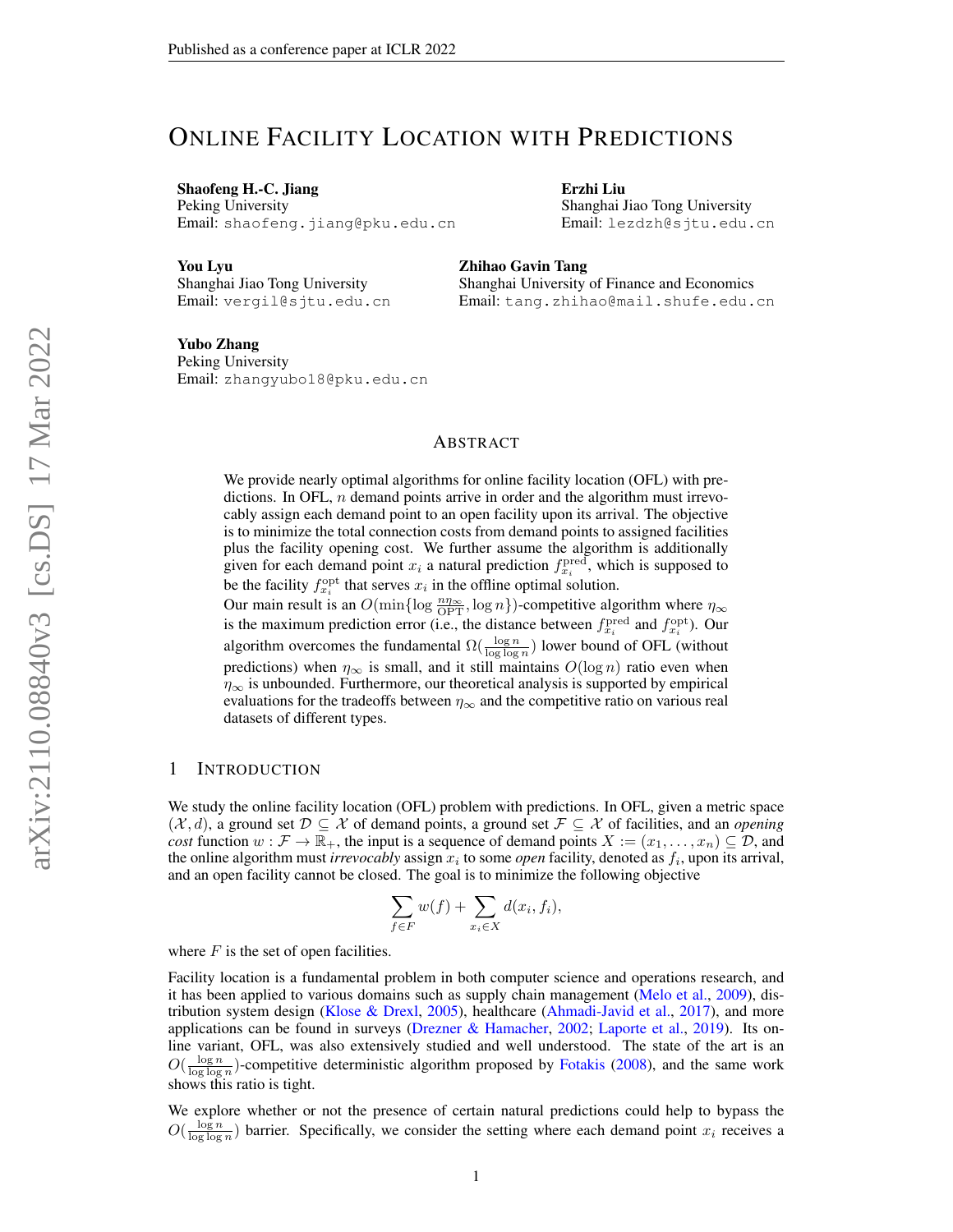# Online Facility Location with Predictions

**Shaofeng H.-C. Jiang**
Peking University
Email: shaofeng.jiang@pku.edu.cn

**Erzhi Liu**
Shanghai Jiao Tong University
Email: lezdzh@sjtu.edu.cn

**You Lyu**
Shanghai Jiao Tong University
Email: vergil@sjtu.edu.cn

**Zhihao Gavin Tang**
Shanghai University of Finance and Economics
Email: tang.zhihao@mail.shufe.edu.cn

**Yubo Zhang**
Peking University
Email: zhangyubo18@pku.edu.cn

## Abstract

We provide nearly optimal algorithms for online facility location (OFL) with predictions. In OFL, $n$ demand points arrive in order and the algorithm must irrevocably assign each demand point to an open facility upon its arrival. The objective is to minimize the total connection costs from demand points to assigned facilities plus the facility opening cost. We further assume the algorithm is additionally given for each demand point $x_i$ a natural prediction $f_{x_i}^{\mathrm{pred}}$, which is supposed to be the facility $f_{x_i}^{\mathrm{opt}}$ that serves $x_i$ in the offline optimal solution.

Our main result is an $O(\min\{\log \frac{n\eta_\infty}{\mathrm{OPT}}, \log n\})$-competitive algorithm where $\eta_\infty$ is the maximum prediction error (i.e., the distance between $f_{x_i}^{\mathrm{pred}}$ and $f_{x_i}^{\mathrm{opt}}$). Our algorithm overcomes the fundamental $\Omega(\frac{\log n}{\log \log n})$ lower bound of OFL (without predictions) when $\eta_\infty$ is small, and it still maintains $O(\log n)$ ratio even when $\eta_\infty$ is unbounded. Furthermore, our theoretical analysis is supported by empirical evaluations for the tradeoffs between $\eta_\infty$ and the competitive ratio on various real datasets of different types.

## 1 Introduction

We study the online facility location (OFL) problem with predictions. In OFL, given a metric space $(\mathcal{X}, d)$, a ground set $\mathcal{D} \subseteq \mathcal{X}$ of demand points, a ground set $\mathcal{F} \subseteq \mathcal{X}$ of facilities, and an *opening cost* function $w : \mathcal{F} \to \mathbb{R}_+$, the input is a sequence of demand points $X := (x_1, \dots, x_n) \subseteq \mathcal{D}$, and the online algorithm must *irrevocably* assign $x_i$ to some *open* facility, denoted as $f_i$, upon its arrival, and an open facility cannot be closed. The goal is to minimize the following objective

$$\sum_{f \in F} w(f) + \sum_{x_i \in X} d(x_i, f_i),$$

where $F$ is the set of open facilities.

Facility location is a fundamental problem in both computer science and operations research, and it has been applied to various domains such as supply chain management (Melo et al., 2009), distribution system design (Klose & Drexl, 2005), healthcare (Ahmadi-Javid et al., 2017), and more applications can be found in surveys (Drezner & Hamacher, 2002; Laporte et al., 2019). Its online variant, OFL, was also extensively studied and well understood. The state of the art is an $O(\frac{\log n}{\log \log n})$-competitive deterministic algorithm proposed by Fotakis (2008), and the same work shows this ratio is tight.

We explore whether or not the presence of certain natural predictions could help to bypass the $O(\frac{\log n}{\log \log n})$ barrier. Specifically, we consider the setting where each demand point $x_i$ receives a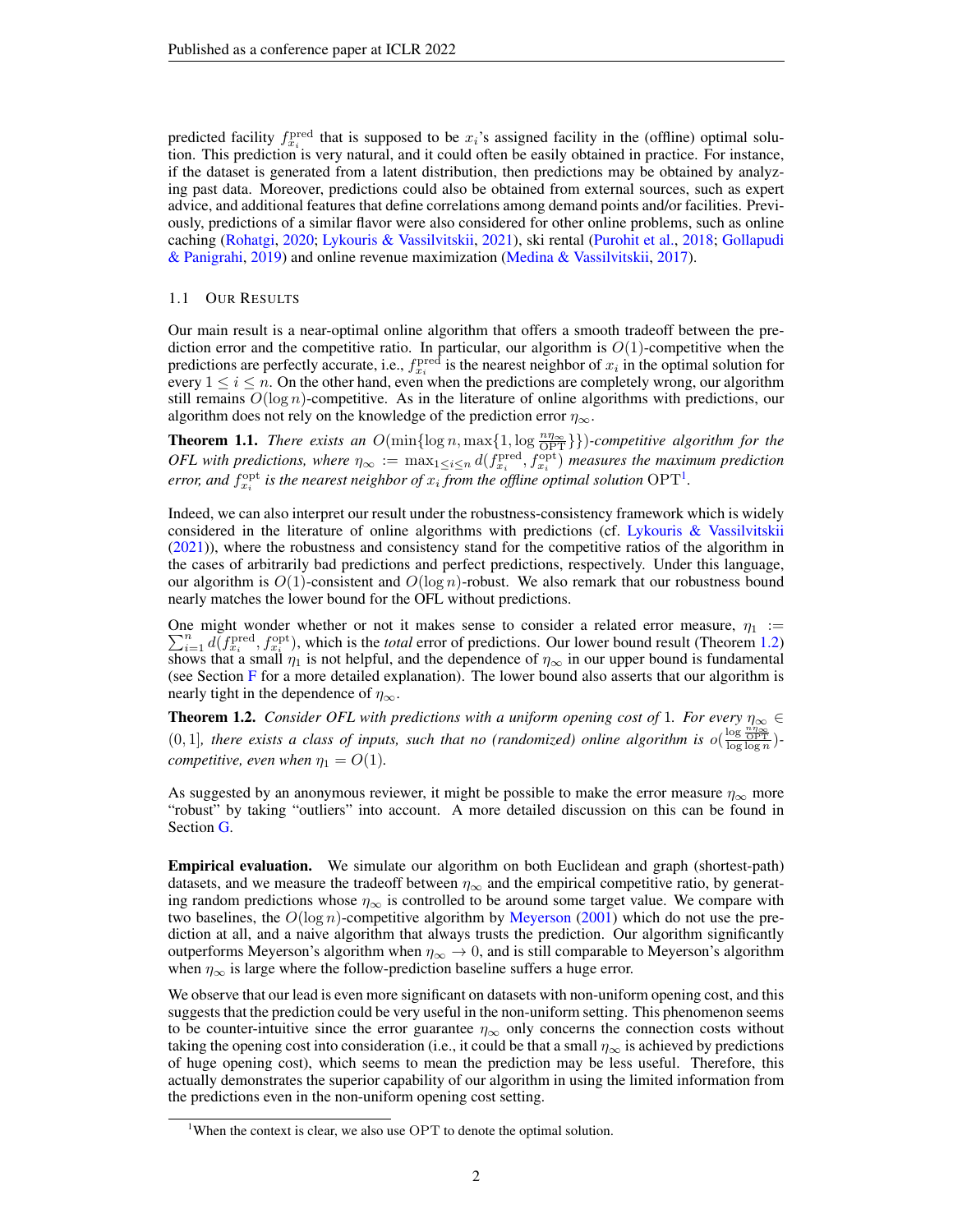predicted facility $f_{x_i}^{\mathrm{pred}}$ that is supposed to be $x_i$'s assigned facility in the (offline) optimal solution. This prediction is very natural, and it could often be easily obtained in practice. For instance, if the dataset is generated from a latent distribution, then predictions may be obtained by analyzing past data. Moreover, predictions could also be obtained from external sources, such as expert advice, and additional features that define correlations among demand points and/or facilities. Previously, predictions of a similar flavor were also considered for other online problems, such as online caching (Rohatgi, 2020; Lykouris & Vassilvitskii, 2021), ski rental (Purohit et al., 2018; Gollapudi & Panigrahi, 2019) and online revenue maximization (Medina & Vassilvitskii, 2017).

### 1.1 Our Results

Our main result is a near-optimal online algorithm that offers a smooth tradeoff between the prediction error and the competitive ratio. In particular, our algorithm is $O(1)$-competitive when the predictions are perfectly accurate, i.e., $f_{x_i}^{\mathrm{pred}}$ is the nearest neighbor of $x_i$ in the optimal solution for every $1 \le i \le n$. On the other hand, even when the predictions are completely wrong, our algorithm still remains $O(\log n)$-competitive. As in the literature of online algorithms with predictions, our algorithm does not rely on the knowledge of the prediction error $\eta_\infty$.

**Theorem 1.1.** *There exists an $O(\min\{\log n, \max\{1, \log \frac{n\eta_\infty}{\mathrm{OPT}}\}\})$-competitive algorithm for the OFL with predictions, where $\eta_\infty := \max_{1 \le i \le n} d(f_{x_i}^{\mathrm{pred}}, f_{x_i}^{\mathrm{opt}})$ measures the maximum prediction error, and $f_{x_i}^{\mathrm{opt}}$ is the nearest neighbor of $x_i$ from the offline optimal solution $\mathrm{OPT}$[1].*

Indeed, we can also interpret our result under the robustness-consistency framework which is widely considered in the literature of online algorithms with predictions (cf. Lykouris & Vassilvitskii (2021)), where the robustness and consistency stand for the competitive ratios of the algorithm in the cases of arbitrarily bad predictions and perfect predictions, respectively. Under this language, our algorithm is $O(1)$-consistent and $O(\log n)$-robust. We also remark that our robustness bound nearly matches the lower bound for the OFL without predictions.

One might wonder whether or not it makes sense to consider a related error measure, $\eta_1 := \sum_{i=1}^{n} d(f_{x_i}^{\mathrm{pred}}, f_{x_i}^{\mathrm{opt}})$, which is the *total* error of predictions. Our lower bound result (Theorem 1.2) shows that a small $\eta_1$ is not helpful, and the dependence of $\eta_\infty$ in our upper bound is fundamental (see Section F for a more detailed explanation). The lower bound also asserts that our algorithm is nearly tight in the dependence of $\eta_\infty$.

**Theorem 1.2.** *Consider OFL with predictions with a uniform opening cost of 1. For every $\eta_\infty \in (0, 1]$, there exists a class of inputs, such that no (randomized) online algorithm is $o(\frac{\log \frac{n\eta_\infty}{\mathrm{OPT}}}{\log \log n})$-competitive, even when $\eta_1 = O(1)$.*

As suggested by an anonymous reviewer, it might be possible to make the error measure $\eta_\infty$ more "robust" by taking "outliers" into account. A more detailed discussion on this can be found in Section G.

**Empirical evaluation.** We simulate our algorithm on both Euclidean and graph (shortest-path) datasets, and we measure the tradeoff between $\eta_\infty$ and the empirical competitive ratio, by generating random predictions whose $\eta_\infty$ is controlled to be around some target value. We compare with two baselines, the $O(\log n)$-competitive algorithm by Meyerson (2001) which do not use the prediction at all, and a naive algorithm that always trusts the prediction. Our algorithm significantly outperforms Meyerson's algorithm when $\eta_\infty \to 0$, and is still comparable to Meyerson's algorithm when $\eta_\infty$ is large where the follow-prediction baseline suffers a huge error.

We observe that our lead is even more significant on datasets with non-uniform opening cost, and this suggests that the prediction could be very useful in the non-uniform setting. This phenomenon seems to be counter-intuitive since the error guarantee $\eta_\infty$ only concerns the connection costs without taking the opening cost into consideration (i.e., it could be that a small $\eta_\infty$ is achieved by predictions of huge opening cost), which seems to mean the prediction may be less useful. Therefore, this actually demonstrates the superior capability of our algorithm in using the limited information from the predictions even in the non-uniform opening cost setting.

[1] When the context is clear, we also use $\mathrm{OPT}$ to denote the optimal solution.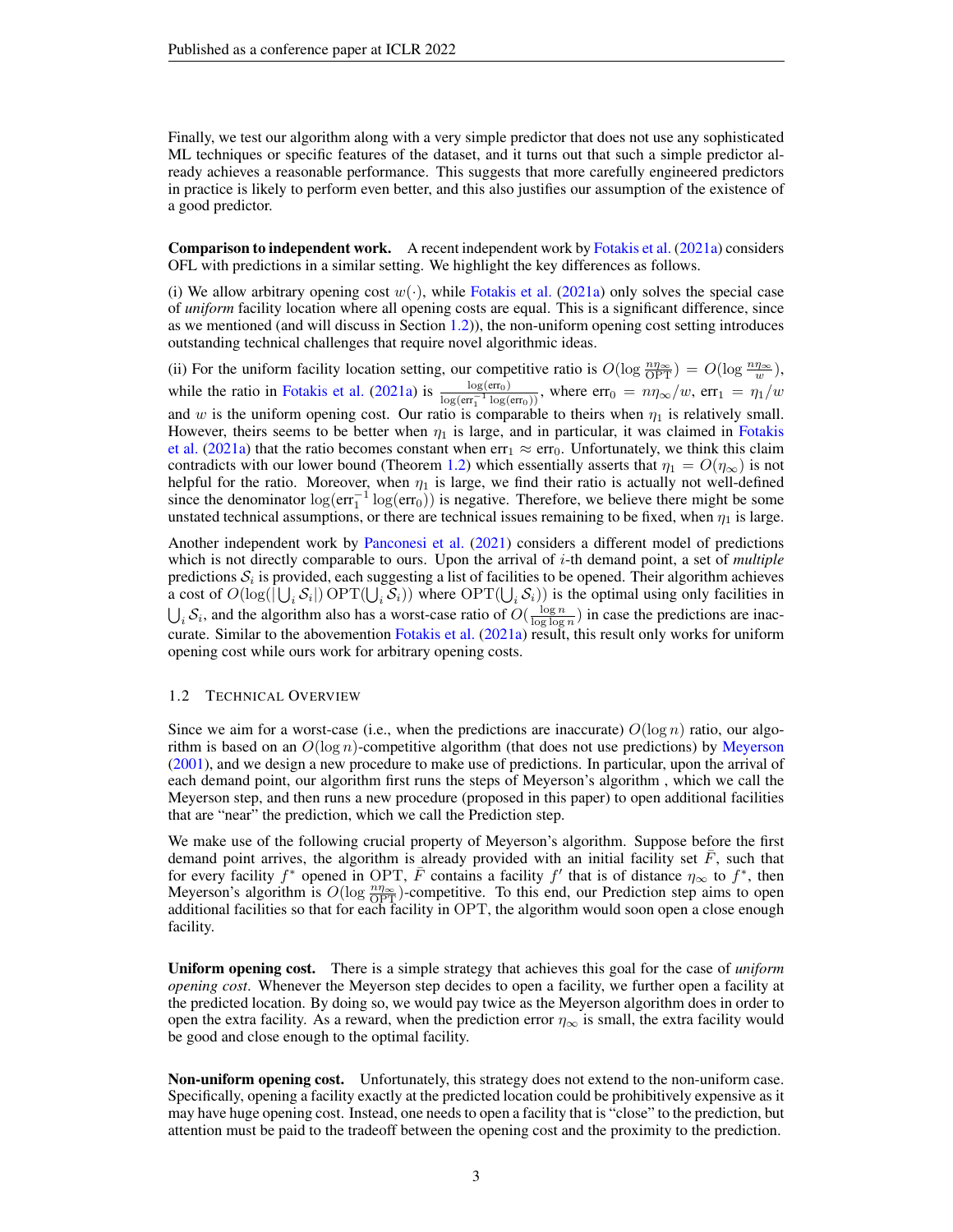Finally, we test our algorithm along with a very simple predictor that does not use any sophisticated ML techniques or specific features of the dataset, and it turns out that such a simple predictor already achieves a reasonable performance. This suggests that more carefully engineered predictors in practice is likely to perform even better, and this also justifies our assumption of the existence of a good predictor.

**Comparison to independent work.** A recent independent work by Fotakis et al. (2021a) considers OFL with predictions in a similar setting. We highlight the key differences as follows.

(i) We allow arbitrary opening cost $w(\cdot)$, while Fotakis et al. (2021a) only solves the special case of *uniform* facility location where all opening costs are equal. This is a significant difference, since as we mentioned (and will discuss in Section 1.2), the non-uniform opening cost setting introduces outstanding technical challenges that require novel algorithmic ideas.

(ii) For the uniform facility location setting, our competitive ratio is $O(\log \frac{n\eta_\infty}{\mathrm{OPT}}) = O(\log \frac{n\eta_\infty}{w})$, while the ratio in Fotakis et al. (2021a) is $\frac{\log(\mathrm{err}_0)}{\log(\mathrm{err}_1^{-1}\log(\mathrm{err}_0))}$, where $\mathrm{err}_0 = n\eta_\infty/w$, $\mathrm{err}_1 = \eta_1/w$ and $w$ is the uniform opening cost. Our ratio is comparable to theirs when $\eta_1$ is relatively small. However, theirs seems to be better when $\eta_1$ is large, and in particular, it was claimed in Fotakis et al. (2021a) that the ratio becomes constant when $\mathrm{err}_1 \approx \mathrm{err}_0$. Unfortunately, we think this claim contradicts with our lower bound (Theorem 1.2) which essentially asserts that $\eta_1 = O(\eta_\infty)$ is not helpful for the ratio. Moreover, when $\eta_1$ is large, we find their ratio is actually not well-defined since the denominator $\log(\mathrm{err}_1^{-1}\log(\mathrm{err}_0))$ is negative. Therefore, we believe there might be some unstated technical assumptions, or there are technical issues remaining to be fixed, when $\eta_1$ is large.

Another independent work by Panconesi et al. (2021) considers a different model of predictions which is not directly comparable to ours. Upon the arrival of $i$-th demand point, a set of *multiple* predictions $\mathcal{S}_i$ is provided, each suggesting a list of facilities to be opened. Their algorithm achieves a cost of $O(\log(|\bigcup_i \mathcal{S}_i|)\,\mathrm{OPT}(\bigcup_i \mathcal{S}_i))$ where $\mathrm{OPT}(\bigcup_i \mathcal{S}_i)$ is the optimal using only facilities in $\bigcup_i \mathcal{S}_i$, and the algorithm also has a worst-case ratio of $O(\frac{\log n}{\log\log n})$ in case the predictions are inaccurate. Similar to the abovemention Fotakis et al. (2021a) result, this result only works for uniform opening cost while ours work for arbitrary opening costs.

### 1.2 Technical Overview

Since we aim for a worst-case (i.e., when the predictions are inaccurate) $O(\log n)$ ratio, our algorithm is based on an $O(\log n)$-competitive algorithm (that does not use predictions) by Meyerson (2001), and we design a new procedure to make use of predictions. In particular, upon the arrival of each demand point, our algorithm first runs the steps of Meyerson's algorithm , which we call the Meyerson step, and then runs a new procedure (proposed in this paper) to open additional facilities that are "near" the prediction, which we call the Prediction step.

We make use of the following crucial property of Meyerson's algorithm. Suppose before the first demand point arrives, the algorithm is already provided with an initial facility set $\bar{F}$, such that for every facility $f^*$ opened in OPT, $\bar{F}$ contains a facility $f'$ that is of distance $\eta_\infty$ to $f^*$, then Meyerson's algorithm is $O(\log \frac{n\eta_\infty}{\mathrm{OPT}})$-competitive. To this end, our Prediction step aims to open additional facilities so that for each facility in OPT, the algorithm would soon open a close enough facility.

**Uniform opening cost.** There is a simple strategy that achieves this goal for the case of *uniform opening cost*. Whenever the Meyerson step decides to open a facility, we further open a facility at the predicted location. By doing so, we would pay twice as the Meyerson algorithm does in order to open the extra facility. As a reward, when the prediction error $\eta_\infty$ is small, the extra facility would be good and close enough to the optimal facility.

**Non-uniform opening cost.** Unfortunately, this strategy does not extend to the non-uniform case. Specifically, opening a facility exactly at the predicted location could be prohibitively expensive as it may have huge opening cost. Instead, one needs to open a facility that is "close" to the prediction, but attention must be paid to the tradeoff between the opening cost and the proximity to the prediction.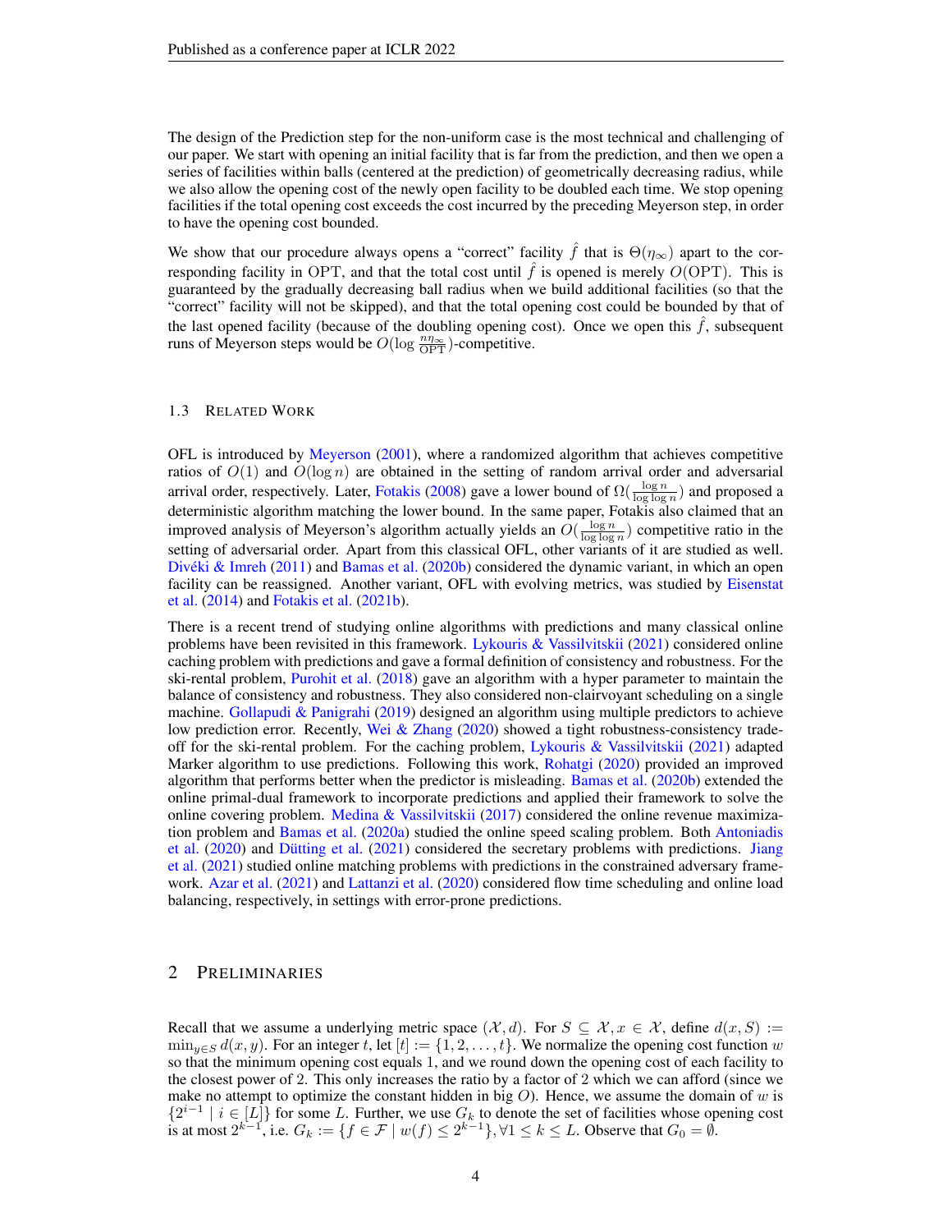The design of the Prediction step for the non-uniform case is the most technical and challenging of our paper. We start with opening an initial facility that is far from the prediction, and then we open a series of facilities within balls (centered at the prediction) of geometrically decreasing radius, while we also allow the opening cost of the newly open facility to be doubled each time. We stop opening facilities if the total opening cost exceeds the cost incurred by the preceding Meyerson step, in order to have the opening cost bounded.

We show that our procedure always opens a "correct" facility $\hat{f}$ that is $\Theta(\eta_\infty)$ apart to the corresponding facility in OPT, and that the total cost until $\hat{f}$ is opened is merely $O(\mathrm{OPT})$. This is guaranteed by the gradually decreasing ball radius when we build additional facilities (so that the "correct" facility will not be skipped), and that the total opening cost could be bounded by that of the last opened facility (because of the doubling opening cost). Once we open this $\hat{f}$, subsequent runs of Meyerson steps would be $O(\log \frac{n\eta_\infty}{\mathrm{OPT}})$-competitive.

### 1.3 Related Work

OFL is introduced by Meyerson (2001), where a randomized algorithm that achieves competitive ratios of $O(1)$ and $O(\log n)$ are obtained in the setting of random arrival order and adversarial arrival order, respectively. Later, Fotakis (2008) gave a lower bound of $\Omega(\frac{\log n}{\log \log n})$ and proposed a deterministic algorithm matching the lower bound. In the same paper, Fotakis also claimed that an improved analysis of Meyerson's algorithm actually yields an $O(\frac{\log n}{\log \log n})$ competitive ratio in the setting of adversarial order. Apart from this classical OFL, other variants of it are studied as well. Divéki & Imreh (2011) and Bamas et al. (2020b) considered the dynamic variant, in which an open facility can be reassigned. Another variant, OFL with evolving metrics, was studied by Eisenstat et al. (2014) and Fotakis et al. (2021b).

There is a recent trend of studying online algorithms with predictions and many classical online problems have been revisited in this framework. Lykouris & Vassilvitskii (2021) considered online caching problem with predictions and gave a formal definition of consistency and robustness. For the ski-rental problem, Purohit et al. (2018) gave an algorithm with a hyper parameter to maintain the balance of consistency and robustness. They also considered non-clairvoyant scheduling on a single machine. Gollapudi & Panigrahi (2019) designed an algorithm using multiple predictors to achieve low prediction error. Recently, Wei & Zhang (2020) showed a tight robustness-consistency tradeoff for the ski-rental problem. For the caching problem, Lykouris & Vassilvitskii (2021) adapted Marker algorithm to use predictions. Following this work, Rohatgi (2020) provided an improved algorithm that performs better when the predictor is misleading. Bamas et al. (2020b) extended the online primal-dual framework to incorporate predictions and applied their framework to solve the online covering problem. Medina & Vassilvitskii (2017) considered the online revenue maximization problem and Bamas et al. (2020a) studied the online speed scaling problem. Both Antoniadis et al. (2020) and Dütting et al. (2021) considered the secretary problems with predictions. Jiang et al. (2021) studied online matching problems with predictions in the constrained adversary framework. Azar et al. (2021) and Lattanzi et al. (2020) considered flow time scheduling and online load balancing, respectively, in settings with error-prone predictions.

## 2 Preliminaries

Recall that we assume a underlying metric space $(\mathcal{X}, d)$. For $S \subseteq \mathcal{X}, x \in \mathcal{X}$, define $d(x, S) := \min_{y \in S} d(x, y)$. For an integer $t$, let $[t] := \{1, 2, \ldots, t\}$. We normalize the opening cost function $w$ so that the minimum opening cost equals 1, and we round down the opening cost of each facility to the closest power of 2. This only increases the ratio by a factor of 2 which we can afford (since we make no attempt to optimize the constant hidden in big $O$). Hence, we assume the domain of $w$ is $\{2^{i-1} \mid i \in [L]\}$ for some $L$. Further, we use $G_k$ to denote the set of facilities whose opening cost is at most $2^{k-1}$, i.e. $G_k := \{f \in \mathcal{F} \mid w(f) \leq 2^{k-1}\}, \forall 1 \leq k \leq L$. Observe that $G_0 = \emptyset$.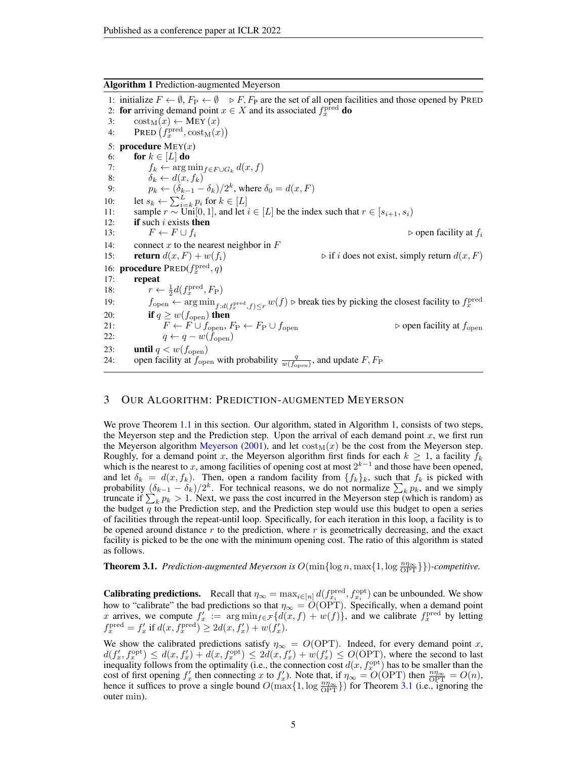**Algorithm 1** Prediction-augmented Meyerson

```
1: initialize F ← ∅, F_P ← ∅    ▷ F, F_P are the set of all open facilities and those opened by PRED
2: for arriving demand point x ∈ X and its associated f_x^pred do
3:     cost_M(x) ← MEY(x)
4:     PRED(f_x^pred, cost_M(x))
5: procedure MEY(x)
6:     for k ∈ [L] do
7:         f_k ← arg min_{f ∈ F ∪ G_k} d(x, f)
8:         δ_k ← d(x, f_k)
9:         p_k ← (δ_{k-1} − δ_k)/2^k, where δ_0 = d(x, F)
10:    let s_k ← Σ_{i=k}^{L} p_i for k ∈ [L]
11:    sample r ~ Uni[0, 1], and let i ∈ [L] be the index such that r ∈ [s_{i+1}, s_i)
12:    if such i exists then
13:        F ← F ∪ f_i                                          ▷ open facility at f_i
14:    connect x to the nearest neighbor in F
15:    return d(x, F) + w(f_i)                 ▷ if i does not exist, simply return d(x, F)
16: procedure PRED(f_x^pred, q)
17:    repeat
18:        r ← (1/2) d(f_x^pred, F_P)
19:        f_open ← arg min_{f : d(f_x^pred, f) ≤ r} w(f)  ▷ break ties by picking the closest facility to f_x^pred
20:        if q ≥ w(f_open) then
21:            F ← F ∪ f_open, F_P ← F_P ∪ f_open                ▷ open facility at f_open
22:            q ← q − w(f_open)
23:    until q < w(f_open)
24:    open facility at f_open with probability q / w(f_open), and update F, F_P
```

## 3 Our Algorithm: Prediction-augmented Meyerson

We prove Theorem 1.1 in this section. Our algorithm, stated in Algorithm 1, consists of two steps, the Meyerson step and the Prediction step. Upon the arrival of each demand point $x$, we first run the Meyerson algorithm Meyerson (2001), and let $\mathrm{cost}_{\mathrm{M}}(x)$ be the cost from the Meyerson step. Roughly, for a demand point $x$, the Meyerson algorithm first finds for each $k \geq 1$, a facility $f_k$ which is the nearest to $x$, among facilities of opening cost at most $2^{k-1}$ and those have been opened, and let $\delta_k = d(x, f_k)$. Then, open a random facility from $\{f_k\}_k$, such that $f_k$ is picked with probability $(\delta_{k-1} - \delta_k)/2^k$. For technical reasons, we do not normalize $\sum_k p_k$, and we simply truncate if $\sum_k p_k > 1$. Next, we pass the cost incurred in the Meyerson step (which is random) as the budget $q$ to the Prediction step, and the Prediction step would use this budget to open a series of facilities through the repeat-until loop. Specifically, for each iteration in this loop, a facility is to be opened around distance $r$ to the prediction, where $r$ is geometrically decreasing, and the exact facility is picked to be the one with the minimum opening cost. The ratio of this algorithm is stated as follows.

**Theorem 3.1.** *Prediction-augmented Meyerson is $O(\min\{\log n, \max\{1, \log \frac{n\eta_\infty}{\mathrm{OPT}}\}\})$-competitive.*

**Calibrating predictions.** Recall that $\eta_\infty = \max_{i \in [n]} d(f_{x_i}^{\mathrm{pred}}, f_{x_i}^{\mathrm{opt}})$ can be unbounded. We show how to "calibrate" the bad predictions so that $\eta_\infty = O(\mathrm{OPT})$. Specifically, when a demand point $x$ arrives, we compute $f'_x := \arg\min_{f \in \mathcal{F}}\{d(x, f) + w(f)\}$, and we calibrate $f_x^{\mathrm{pred}}$ by letting $f_x^{\mathrm{pred}} = f'_x$ if $d(x, f_x^{\mathrm{pred}}) \geq 2d(x, f'_x) + w(f'_x)$.

We show the calibrated predictions satisfy $\eta_\infty = O(\mathrm{OPT})$. Indeed, for every demand point $x$, $d(f'_x, f_x^{\mathrm{opt}}) \leq d(x, f'_x) + d(x, f_x^{\mathrm{opt}}) \leq 2d(x, f'_x) + w(f'_x) \leq O(\mathrm{OPT})$, where the second to last inequality follows from the optimality (i.e., the connection cost $d(x, f_x^{\mathrm{opt}})$ has to be smaller than the cost of first opening $f'_x$ then connecting $x$ to $f'_x$). Note that, if $\eta_\infty = O(\mathrm{OPT})$ then $\frac{n\eta_\infty}{\mathrm{OPT}} = O(n)$, hence it suffices to prove a single bound $O(\max\{1, \log \frac{n\eta_\infty}{\mathrm{OPT}}\})$ for Theorem 3.1 (i.e., ignoring the outer min).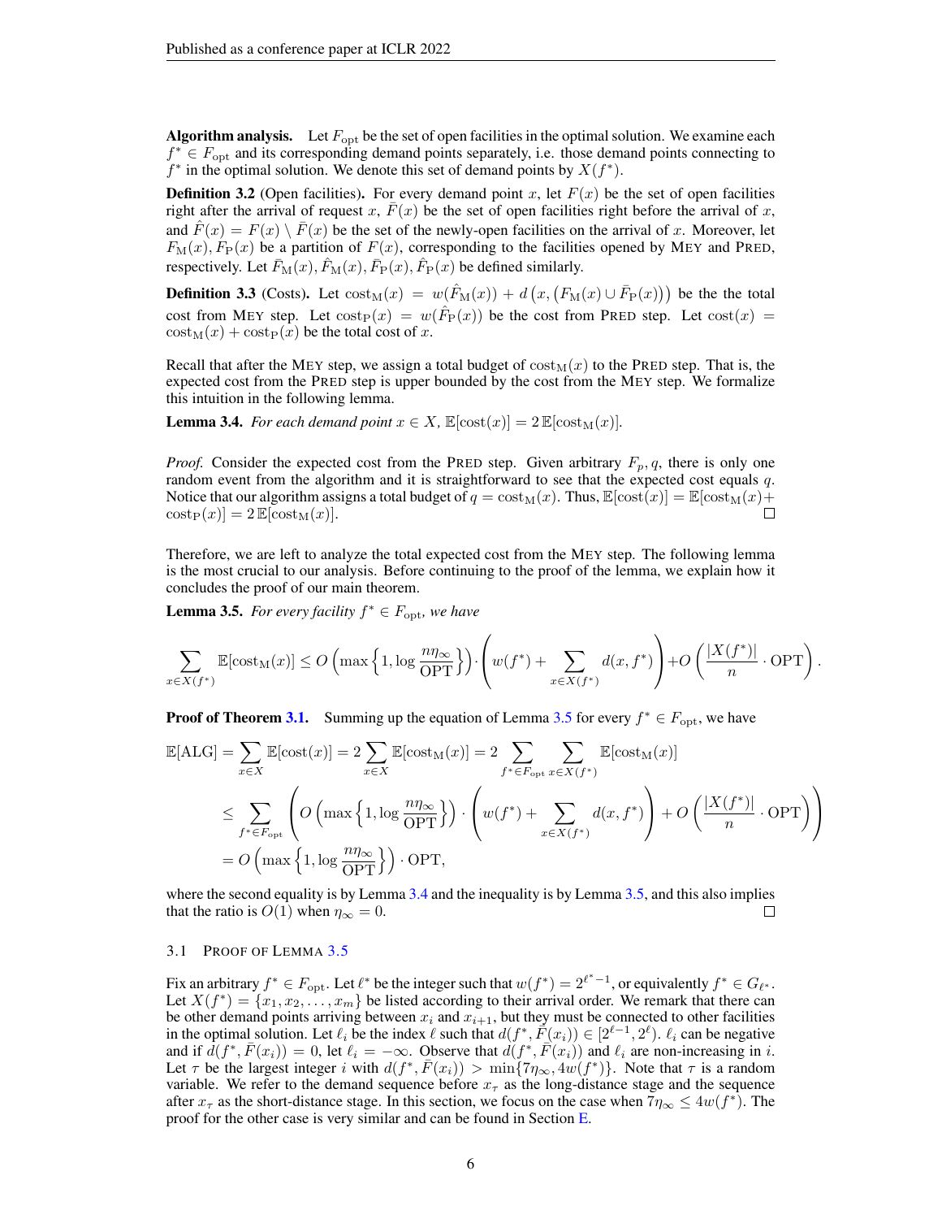**Algorithm analysis.** Let $F_{\rm opt}$ be the set of open facilities in the optimal solution. We examine each $f^* \in F_{\rm opt}$ and its corresponding demand points separately, i.e. those demand points connecting to $f^*$ in the optimal solution. We denote this set of demand points by $X(f^*)$.

**Definition 3.2** (Open facilities)**.** For every demand point $x$, let $F(x)$ be the set of open facilities right after the arrival of request $x$, $\bar{F}(x)$ be the set of open facilities right before the arrival of $x$, and $\hat{F}(x) = F(x) \setminus \bar{F}(x)$ be the set of the newly-open facilities on the arrival of $x$. Moreover, let $F_{\rm M}(x), F_{\rm P}(x)$ be a partition of $F(x)$, corresponding to the facilities opened by MEY and PRED, respectively. Let $\bar{F}_{\rm M}(x), \hat{F}_{\rm M}(x), \bar{F}_{\rm P}(x), \hat{F}_{\rm P}(x)$ be defined similarly.

**Definition 3.3** (Costs)**.** Let $\mathrm{cost}_{\rm M}(x) = w(\hat{F}_{\rm M}(x)) + d\left(x, \left(F_{\rm M}(x) \cup \bar{F}_{\rm P}(x)\right)\right)$ be the the total cost from MEY step. Let $\mathrm{cost}_{\rm P}(x) = w(\hat{F}_{\rm P}(x))$ be the cost from PRED step. Let $\mathrm{cost}(x) = \mathrm{cost}_{\rm M}(x) + \mathrm{cost}_{\rm P}(x)$ be the total cost of $x$.

Recall that after the MEY step, we assign a total budget of $\mathrm{cost}_{\rm M}(x)$ to the PRED step. That is, the expected cost from the PRED step is upper bounded by the cost from the MEY step. We formalize this intuition in the following lemma.

**Lemma 3.4.** *For each demand point $x \in X$, $\mathbb{E}[\mathrm{cost}(x)] = 2\,\mathbb{E}[\mathrm{cost}_{\rm M}(x)]$.*

*Proof.* Consider the expected cost from the PRED step. Given arbitrary $F_p, q$, there is only one random event from the algorithm and it is straightforward to see that the expected cost equals $q$. Notice that our algorithm assigns a total budget of $q = \mathrm{cost}_{\rm M}(x)$. Thus, $\mathbb{E}[\mathrm{cost}(x)] = \mathbb{E}[\mathrm{cost}_{\rm M}(x) + \mathrm{cost}_{\rm P}(x)] = 2\,\mathbb{E}[\mathrm{cost}_{\rm M}(x)]$. $\square$

Therefore, we are left to analyze the total expected cost from the MEY step. The following lemma is the most crucial to our analysis. Before continuing to the proof of the lemma, we explain how it concludes the proof of our main theorem.

**Lemma 3.5.** *For every facility $f^* \in F_{\rm opt}$, we have*

$$\sum_{x \in X(f^*)} \mathbb{E}[\mathrm{cost}_{\rm M}(x)] \le O\left(\max\left\{1, \log\frac{n\eta_\infty}{\mathrm{OPT}}\right\}\right) \cdot \left(w(f^*) + \sum_{x \in X(f^*)} d(x, f^*)\right) + O\left(\frac{|X(f^*)|}{n} \cdot \mathrm{OPT}\right).$$

**Proof of Theorem 3.1.** Summing up the equation of Lemma 3.5 for every $f^* \in F_{\rm opt}$, we have

$$\begin{aligned}
\mathbb{E}[\mathrm{ALG}] &= \sum_{x \in X} \mathbb{E}[\mathrm{cost}(x)] = 2 \sum_{x \in X} \mathbb{E}[\mathrm{cost}_{\rm M}(x)] = 2 \sum_{f^* \in F_{\rm opt}} \sum_{x \in X(f^*)} \mathbb{E}[\mathrm{cost}_{\rm M}(x)] \\
&\le \sum_{f^* \in F_{\rm opt}} \left( O\left(\max\left\{1, \log\frac{n\eta_\infty}{\mathrm{OPT}}\right\}\right) \cdot \left(w(f^*) + \sum_{x \in X(f^*)} d(x, f^*)\right) + O\left(\frac{|X(f^*)|}{n} \cdot \mathrm{OPT}\right)\right) \\
&= O\left(\max\left\{1, \log\frac{n\eta_\infty}{\mathrm{OPT}}\right\}\right) \cdot \mathrm{OPT},
\end{aligned}$$

where the second equality is by Lemma 3.4 and the inequality is by Lemma 3.5, and this also implies that the ratio is $O(1)$ when $\eta_\infty = 0$. $\square$

### 3.1 Proof of Lemma 3.5

Fix an arbitrary $f^* \in F_{\rm opt}$. Let $\ell^*$ be the integer such that $w(f^*) = 2^{\ell^* - 1}$, or equivalently $f^* \in G_{\ell^*}$. Let $X(f^*) = \{x_1, x_2, \ldots, x_m\}$ be listed according to their arrival order. We remark that there can be other demand points arriving between $x_i$ and $x_{i+1}$, but they must be connected to other facilities in the optimal solution. Let $\ell_i$ be the index $\ell$ such that $d(f^*, \bar{F}(x_i)) \in [2^{\ell-1}, 2^\ell)$. $\ell_i$ can be negative and if $d(f^*, \bar{F}(x_i)) = 0$, let $\ell_i = -\infty$. Observe that $d(f^*, \bar{F}(x_i))$ and $\ell_i$ are non-increasing in $i$. Let $\tau$ be the largest integer $i$ with $d(f^*, \bar{F}(x_i)) > \min\{7\eta_\infty, 4w(f^*)\}$. Note that $\tau$ is a random variable. We refer to the demand sequence before $x_\tau$ as the long-distance stage and the sequence after $x_\tau$ as the short-distance stage. In this section, we focus on the case when $7\eta_\infty \le 4w(f^*)$. The proof for the other case is very similar and can be found in Section E.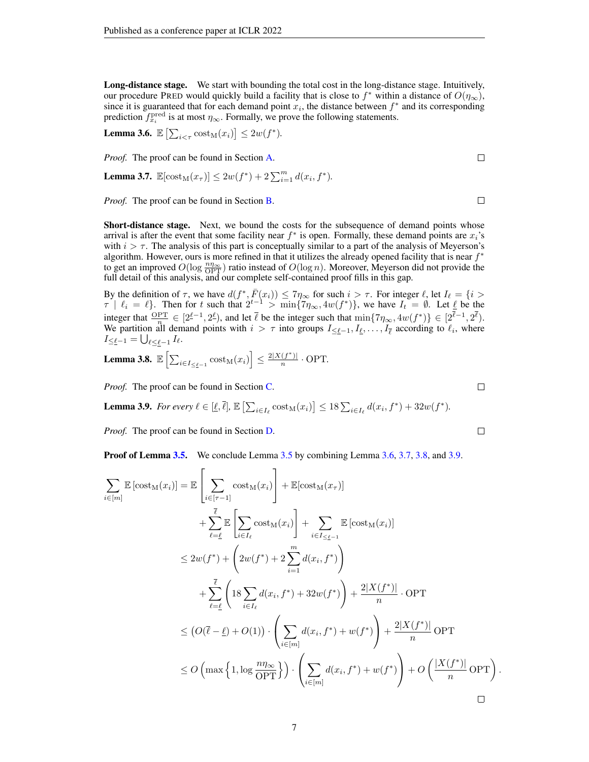**Long-distance stage.** We start with bounding the total cost in the long-distance stage. Intuitively, our procedure PRED would quickly build a facility that is close to $f^*$ within a distance of $O(\eta_\infty)$, since it is guaranteed that for each demand point $x_i$, the distance between $f^*$ and its corresponding prediction $f^{\text{pred}}_{x_i}$ is at most $\eta_\infty$. Formally, we prove the following statements.

**Lemma 3.6.** $\mathbb{E}\left[\sum_{i<\tau} \text{cost}_{\text{M}}(x_i)\right] \leq 2w(f^*)$.

*Proof.* The proof can be found in Section A. □

**Lemma 3.7.** $\mathbb{E}[\text{cost}_{\text{M}}(x_\tau)] \leq 2w(f^*) + 2\sum_{i=1}^{m} d(x_i, f^*)$.

*Proof.* The proof can be found in Section B. □

**Short-distance stage.** Next, we bound the costs for the subsequence of demand points whose arrival is after the event that some facility near $f^*$ is open. Formally, these demand points are $x_i$'s with $i > \tau$. The analysis of this part is conceptually similar to a part of the analysis of Meyerson's algorithm. However, ours is more refined in that it utilizes the already opened facility that is near $f^*$ to get an improved $O(\log \frac{n\eta_\infty}{\text{OPT}})$ ratio instead of $O(\log n)$. Moreover, Meyerson did not provide the full detail of this analysis, and our complete self-contained proof fills in this gap.

By the definition of $\tau$, we have $d(f^*, \bar{F}(x_i)) \leq 7\eta_\infty$ for such $i > \tau$. For integer $\ell$, let $I_\ell = \{i > \tau \mid \ell_i = \ell\}$. Then for $t$ such that $2^{t-1} > \min\{7\eta_\infty, 4w(f^*)\}$, we have $I_t = \emptyset$. Let $\underline{\ell}$ be the integer that $\frac{\text{OPT}}{n} \in [2^{\underline{\ell}-1}, 2^{\underline{\ell}})$, and let $\overline{\ell}$ be the integer such that $\min\{7\eta_\infty, 4w(f^*)\} \in [2^{\overline{\ell}-1}, 2^{\overline{\ell}})$. We partition all demand points with $i > \tau$ into groups $I_{\leq \underline{\ell}-1}, I_{\underline{\ell}}, \ldots, I_{\overline{\ell}}$ according to $\ell_i$, where $I_{\leq \underline{\ell}-1} = \bigcup_{\ell \leq \underline{\ell}-1} I_\ell$.

**Lemma 3.8.** $\mathbb{E}\left[\sum_{i \in I_{\leq \underline{\ell}-1}} \text{cost}_{\text{M}}(x_i)\right] \leq \frac{2|X(f^*)|}{n} \cdot \text{OPT}$.

*Proof.* The proof can be found in Section C. □

**Lemma 3.9.** *For every* $\ell \in [\underline{\ell}, \overline{\ell}]$, $\mathbb{E}\left[\sum_{i \in I_\ell} \text{cost}_{\text{M}}(x_i)\right] \leq 18\sum_{i \in I_\ell} d(x_i, f^*) + 32w(f^*)$.

*Proof.* The proof can be found in Section D. □

**Proof of Lemma 3.5.** We conclude Lemma 3.5 by combining Lemma 3.6, 3.7, 3.8, and 3.9.

$$
\begin{aligned}
\sum_{i \in [m]} \mathbb{E}\left[\text{cost}_{\text{M}}(x_i)\right] &= \mathbb{E}\left[\sum_{i \in [\tau-1]} \text{cost}_{\text{M}}(x_i)\right] + \mathbb{E}[\text{cost}_{\text{M}}(x_\tau)] \\
&\quad + \sum_{\ell=\underline{\ell}}^{\overline{\ell}} \mathbb{E}\left[\sum_{i \in I_\ell} \text{cost}_{\text{M}}(x_i)\right] + \sum_{i \in I_{\leq \underline{\ell}-1}} \mathbb{E}\left[\text{cost}_{\text{M}}(x_i)\right] \\
&\leq 2w(f^*) + \left(2w(f^*) + 2\sum_{i=1}^{m} d(x_i, f^*)\right) \\
&\quad + \sum_{\ell=\underline{\ell}}^{\overline{\ell}} \left(18\sum_{i \in I_\ell} d(x_i, f^*) + 32w(f^*)\right) + \frac{2|X(f^*)|}{n} \cdot \text{OPT} \\
&\leq \left(O(\overline{\ell} - \underline{\ell}) + O(1)\right) \cdot \left(\sum_{i \in [m]} d(x_i, f^*) + w(f^*)\right) + \frac{2|X(f^*)|}{n} \text{OPT} \\
&\leq O\left(\max\left\{1, \log \frac{n\eta_\infty}{\text{OPT}}\right\}\right) \cdot \left(\sum_{i \in [m]} d(x_i, f^*) + w(f^*)\right) + O\left(\frac{|X(f^*)|}{n} \text{OPT}\right).
\end{aligned}
$$

□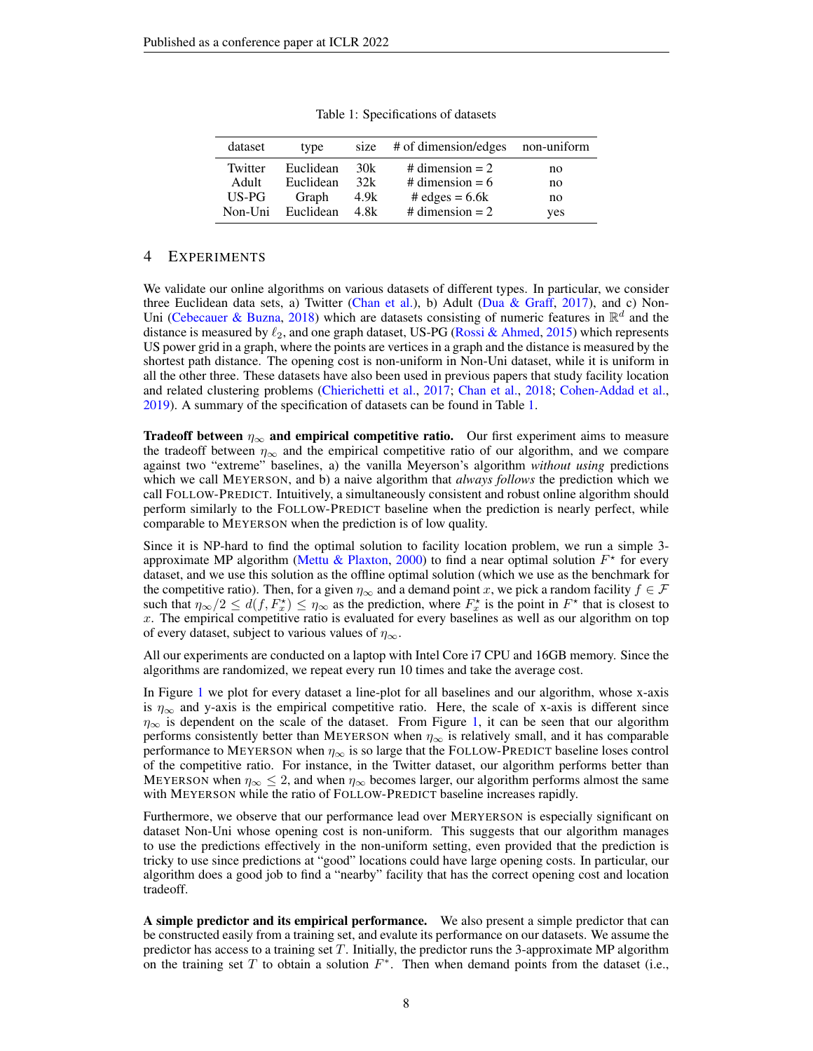Table 1: Specifications of datasets

| dataset | type | size | # of dimension/edges | non-uniform |
|---|---|---|---|---|
| Twitter | Euclidean | 30k | # dimension = 2 | no |
| Adult | Euclidean | 32k | # dimension = 6 | no |
| US-PG | Graph | 4.9k | # edges = 6.6k | no |
| Non-Uni | Euclidean | 4.8k | # dimension = 2 | yes |

# 4 EXPERIMENTS

We validate our online algorithms on various datasets of different types. In particular, we consider three Euclidean data sets, a) Twitter (Chan et al.), b) Adult (Dua & Graff, 2017), and c) Non-Uni (Cebecauer & Buzna, 2018) which are datasets consisting of numeric features in $\mathbb{R}^d$ and the distance is measured by $\ell_2$, and one graph dataset, US-PG (Rossi & Ahmed, 2015) which represents US power grid in a graph, where the points are vertices in a graph and the distance is measured by the shortest path distance. The opening cost is non-uniform in Non-Uni dataset, while it is uniform in all the other three. These datasets have also been used in previous papers that study facility location and related clustering problems (Chierichetti et al., 2017; Chan et al., 2018; Cohen-Addad et al., 2019). A summary of the specification of datasets can be found in Table 1.

**Tradeoff between $\eta_\infty$ and empirical competitive ratio.** Our first experiment aims to measure the tradeoff between $\eta_\infty$ and the empirical competitive ratio of our algorithm, and we compare against two "extreme" baselines, a) the vanilla Meyerson's algorithm *without using* predictions which we call MEYERSON, and b) a naive algorithm that *always follows* the prediction which we call FOLLOW-PREDICT. Intuitively, a simultaneously consistent and robust online algorithm should perform similarly to the FOLLOW-PREDICT baseline when the prediction is nearly perfect, while comparable to MEYERSON when the prediction is of low quality.

Since it is NP-hard to find the optimal solution to facility location problem, we run a simple 3-approximate MP algorithm (Mettu & Plaxton, 2000) to find a near optimal solution $F^\star$ for every dataset, and we use this solution as the offline optimal solution (which we use as the benchmark for the competitive ratio). Then, for a given $\eta_\infty$ and a demand point $x$, we pick a random facility $f \in \mathcal{F}$ such that $\eta_\infty/2 \leq d(f, F^\star_x) \leq \eta_\infty$ as the prediction, where $F^\star_x$ is the point in $F^\star$ that is closest to $x$. The empirical competitive ratio is evaluated for every baselines as well as our algorithm on top of every dataset, subject to various values of $\eta_\infty$.

All our experiments are conducted on a laptop with Intel Core i7 CPU and 16GB memory. Since the algorithms are randomized, we repeat every run 10 times and take the average cost.

In Figure 1 we plot for every dataset a line-plot for all baselines and our algorithm, whose x-axis is $\eta_\infty$ and y-axis is the empirical competitive ratio. Here, the scale of x-axis is different since $\eta_\infty$ is dependent on the scale of the dataset. From Figure 1, it can be seen that our algorithm performs consistently better than MEYERSON when $\eta_\infty$ is relatively small, and it has comparable performance to MEYERSON when $\eta_\infty$ is so large that the FOLLOW-PREDICT baseline loses control of the competitive ratio. For instance, in the Twitter dataset, our algorithm performs better than MEYERSON when $\eta_\infty \leq 2$, and when $\eta_\infty$ becomes larger, our algorithm performs almost the same with MEYERSON while the ratio of FOLLOW-PREDICT baseline increases rapidly.

Furthermore, we observe that our performance lead over MERYERSON is especially significant on dataset Non-Uni whose opening cost is non-uniform. This suggests that our algorithm manages to use the predictions effectively in the non-uniform setting, even provided that the prediction is tricky to use since predictions at "good" locations could have large opening costs. In particular, our algorithm does a good job to find a "nearby" facility that has the correct opening cost and location tradeoff.

**A simple predictor and its empirical performance.** We also present a simple predictor that can be constructed easily from a training set, and evalute its performance on our datasets. We assume the predictor has access to a training set $T$. Initially, the predictor runs the 3-approximate MP algorithm on the training set $T$ to obtain a solution $F^*$. Then when demand points from the dataset (i.e.,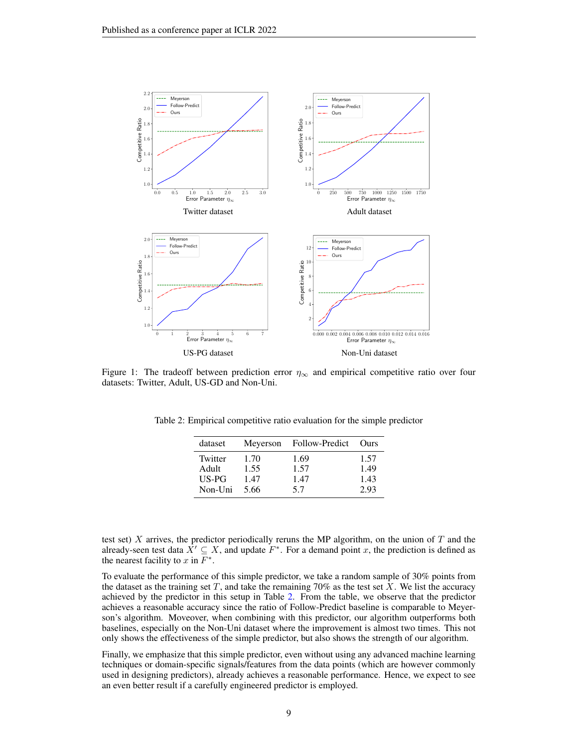Twitter dataset

Adult dataset

US-PG dataset

Non-Uni dataset

Figure 1: The tradeoff between prediction error $\eta_\infty$ and empirical competitive ratio over four datasets: Twitter, Adult, US-GD and Non-Uni.

Table 2: Empirical competitive ratio evaluation for the simple predictor

| dataset | Meyerson | Follow-Predict | Ours |
|---|---|---|---|
| Twitter | 1.70 | 1.69 | 1.57 |
| Adult | 1.55 | 1.57 | 1.49 |
| US-PG | 1.47 | 1.47 | 1.43 |
| Non-Uni | 5.66 | 5.7 | 2.93 |

test set) $X$ arrives, the predictor periodically reruns the MP algorithm, on the union of $T$ and the already-seen test data $X' \subseteq X$, and update $F^*$. For a demand point $x$, the prediction is defined as the nearest facility to $x$ in $F^*$.

To evaluate the performance of this simple predictor, we take a random sample of 30% points from the dataset as the training set $T$, and take the remaining 70% as the test set $X$. We list the accuracy achieved by the predictor in this setup in Table 2. From the table, we observe that the predictor achieves a reasonable accuracy since the ratio of Follow-Predict baseline is comparable to Meyerson's algorithm. Moveover, when combining with this predictor, our algorithm outperforms both baselines, especially on the Non-Uni dataset where the improvement is almost two times. This not only shows the effectiveness of the simple predictor, but also shows the strength of our algorithm.

Finally, we emphasize that this simple predictor, even without using any advanced machine learning techniques or domain-specific signals/features from the data points (which are however commonly used in designing predictors), already achieves a reasonable performance. Hence, we expect to see an even better result if a carefully engineered predictor is employed.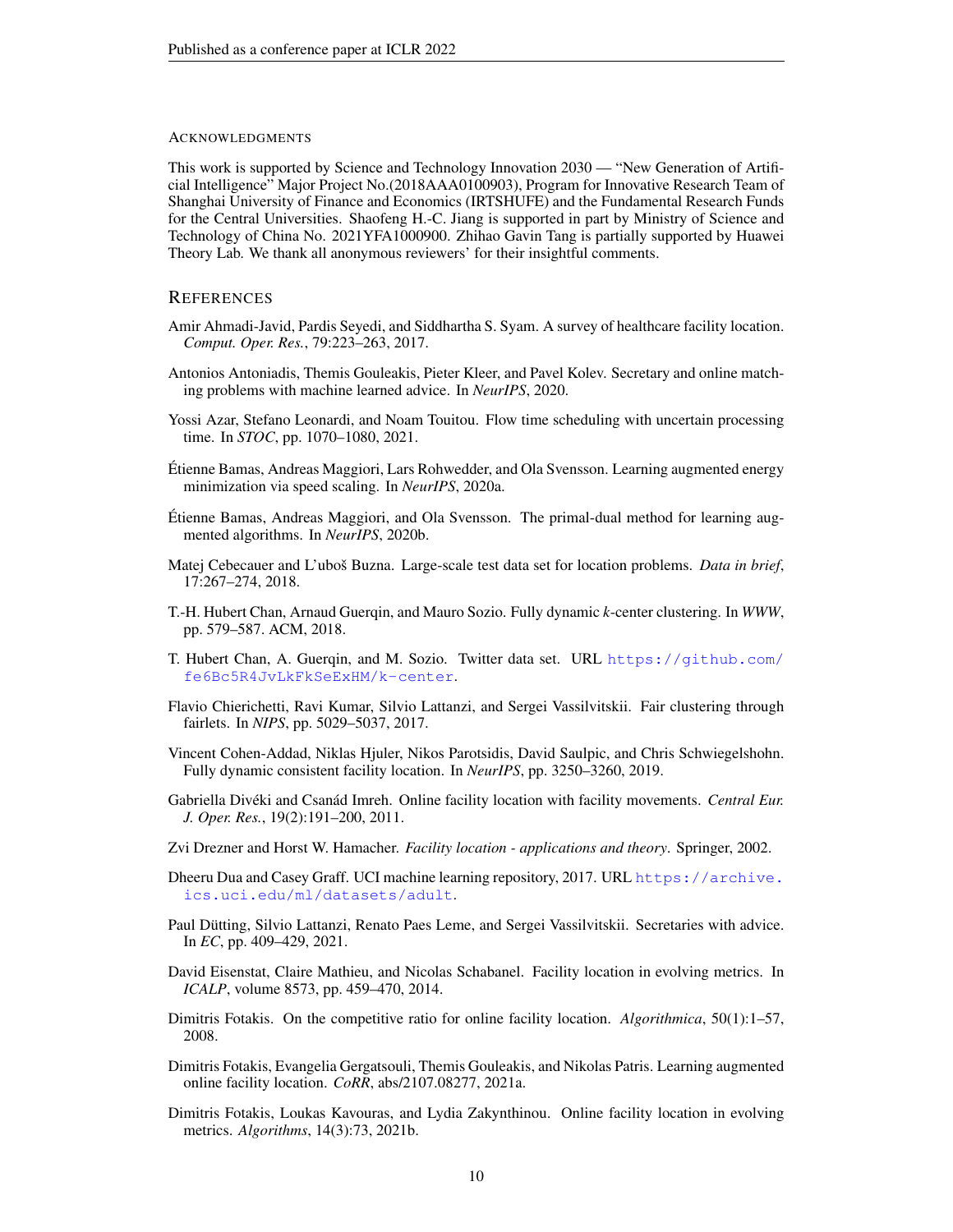#### ACKNOWLEDGMENTS

This work is supported by Science and Technology Innovation 2030 — "New Generation of Artificial Intelligence" Major Project No.(2018AAA0100903), Program for Innovative Research Team of Shanghai University of Finance and Economics (IRTSHUFE) and the Fundamental Research Funds for the Central Universities. Shaofeng H.-C. Jiang is supported in part by Ministry of Science and Technology of China No. 2021YFA1000900. Zhihao Gavin Tang is partially supported by Huawei Theory Lab. We thank all anonymous reviewers' for their insightful comments.

## REFERENCES

Amir Ahmadi-Javid, Pardis Seyedi, and Siddhartha S. Syam. A survey of healthcare facility location. *Comput. Oper. Res.*, 79:223–263, 2017.

Antonios Antoniadis, Themis Gouleakis, Pieter Kleer, and Pavel Kolev. Secretary and online matching problems with machine learned advice. In *NeurIPS*, 2020.

Yossi Azar, Stefano Leonardi, and Noam Touitou. Flow time scheduling with uncertain processing time. In *STOC*, pp. 1070–1080, 2021.

Étienne Bamas, Andreas Maggiori, Lars Rohwedder, and Ola Svensson. Learning augmented energy minimization via speed scaling. In *NeurIPS*, 2020a.

Étienne Bamas, Andreas Maggiori, and Ola Svensson. The primal-dual method for learning augmented algorithms. In *NeurIPS*, 2020b.

Matej Cebecauer and L'uboš Buzna. Large-scale test data set for location problems. *Data in brief*, 17:267–274, 2018.

T.-H. Hubert Chan, Arnaud Guerqin, and Mauro Sozio. Fully dynamic *k*-center clustering. In *WWW*, pp. 579–587. ACM, 2018.

T. Hubert Chan, A. Guerqin, and M. Sozio. Twitter data set. URL https://github.com/fe6Bc5R4JvLkFkSeExHM/k-center.

Flavio Chierichetti, Ravi Kumar, Silvio Lattanzi, and Sergei Vassilvitskii. Fair clustering through fairlets. In *NIPS*, pp. 5029–5037, 2017.

Vincent Cohen-Addad, Niklas Hjuler, Nikos Parotsidis, David Saulpic, and Chris Schwiegelshohn. Fully dynamic consistent facility location. In *NeurIPS*, pp. 3250–3260, 2019.

Gabriella Divéki and Csanád Imreh. Online facility location with facility movements. *Central Eur. J. Oper. Res.*, 19(2):191–200, 2011.

Zvi Drezner and Horst W. Hamacher. *Facility location - applications and theory*. Springer, 2002.

Dheeru Dua and Casey Graff. UCI machine learning repository, 2017. URL https://archive.ics.uci.edu/ml/datasets/adult.

Paul Dütting, Silvio Lattanzi, Renato Paes Leme, and Sergei Vassilvitskii. Secretaries with advice. In *EC*, pp. 409–429, 2021.

David Eisenstat, Claire Mathieu, and Nicolas Schabanel. Facility location in evolving metrics. In *ICALP*, volume 8573, pp. 459–470, 2014.

Dimitris Fotakis. On the competitive ratio for online facility location. *Algorithmica*, 50(1):1–57, 2008.

Dimitris Fotakis, Evangelia Gergatsouli, Themis Gouleakis, and Nikolas Patris. Learning augmented online facility location. *CoRR*, abs/2107.08277, 2021a.

Dimitris Fotakis, Loukas Kavouras, and Lydia Zakynthinou. Online facility location in evolving metrics. *Algorithms*, 14(3):73, 2021b.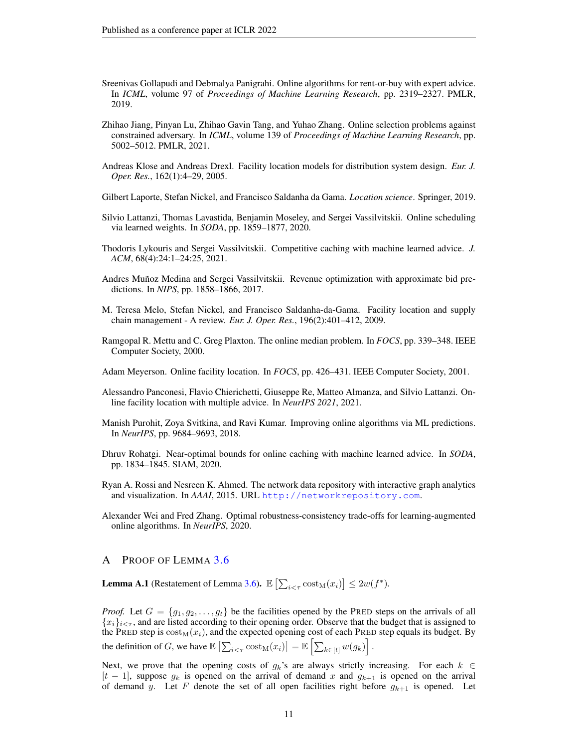Sreenivas Gollapudi and Debmalya Panigrahi. Online algorithms for rent-or-buy with expert advice. In *ICML*, volume 97 of *Proceedings of Machine Learning Research*, pp. 2319–2327. PMLR, 2019.

Zhihao Jiang, Pinyan Lu, Zhihao Gavin Tang, and Yuhao Zhang. Online selection problems against constrained adversary. In *ICML*, volume 139 of *Proceedings of Machine Learning Research*, pp. 5002–5012. PMLR, 2021.

Andreas Klose and Andreas Drexl. Facility location models for distribution system design. *Eur. J. Oper. Res.*, 162(1):4–29, 2005.

Gilbert Laporte, Stefan Nickel, and Francisco Saldanha da Gama. *Location science*. Springer, 2019.

Silvio Lattanzi, Thomas Lavastida, Benjamin Moseley, and Sergei Vassilvitskii. Online scheduling via learned weights. In *SODA*, pp. 1859–1877, 2020.

Thodoris Lykouris and Sergei Vassilvitskii. Competitive caching with machine learned advice. *J. ACM*, 68(4):24:1–24:25, 2021.

Andres Muñoz Medina and Sergei Vassilvitskii. Revenue optimization with approximate bid predictions. In *NIPS*, pp. 1858–1866, 2017.

M. Teresa Melo, Stefan Nickel, and Francisco Saldanha-da-Gama. Facility location and supply chain management - A review. *Eur. J. Oper. Res.*, 196(2):401–412, 2009.

Ramgopal R. Mettu and C. Greg Plaxton. The online median problem. In *FOCS*, pp. 339–348. IEEE Computer Society, 2000.

Adam Meyerson. Online facility location. In *FOCS*, pp. 426–431. IEEE Computer Society, 2001.

Alessandro Panconesi, Flavio Chierichetti, Giuseppe Re, Matteo Almanza, and Silvio Lattanzi. Online facility location with multiple advice. In *NeurIPS 2021*, 2021.

Manish Purohit, Zoya Svitkina, and Ravi Kumar. Improving online algorithms via ML predictions. In *NeurIPS*, pp. 9684–9693, 2018.

Dhruv Rohatgi. Near-optimal bounds for online caching with machine learned advice. In *SODA*, pp. 1834–1845. SIAM, 2020.

Ryan A. Rossi and Nesreen K. Ahmed. The network data repository with interactive graph analytics and visualization. In *AAAI*, 2015. URL http://networkrepository.com.

Alexander Wei and Fred Zhang. Optimal robustness-consistency trade-offs for learning-augmented online algorithms. In *NeurIPS*, 2020.

## A Proof of Lemma 3.6

**Lemma A.1** (Restatement of Lemma 3.6)**.** $\mathbb{E}\left[\sum_{i<\tau} \mathrm{cost}_{\mathrm{M}}(x_i)\right] \leq 2w(f^*)$.

*Proof.* Let $G = \{g_1, g_2, \ldots, g_t\}$ be the facilities opened by the PRED steps on the arrivals of all $\{x_i\}_{i<\tau}$, and are listed according to their opening order. Observe that the budget that is assigned to the PRED step is $\mathrm{cost}_{\mathrm{M}}(x_i)$, and the expected opening cost of each PRED step equals its budget. By the definition of $G$, we have $\mathbb{E}\left[\sum_{i<\tau} \mathrm{cost}_{\mathrm{M}}(x_i)\right] = \mathbb{E}\left[\sum_{k\in[t]} w(g_k)\right]$.

Next, we prove that the opening costs of $g_k$'s are always strictly increasing. For each $k \in [t-1]$, suppose $g_k$ is opened on the arrival of demand $x$ and $g_{k+1}$ is opened on the arrival of demand $y$. Let $F$ denote the set of all open facilities right before $g_{k+1}$ is opened. Let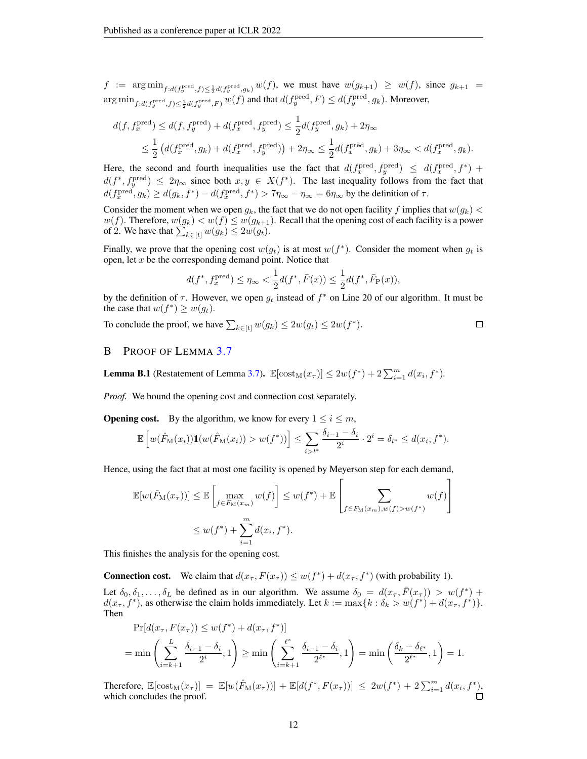$f := \arg\min_{f: d(f_y^{\text{pred}}, f) \le \frac{1}{2} d(f_y^{\text{pred}}, g_k)} w(f)$, we must have $w(g_{k+1}) \ge w(f)$, since $g_{k+1} = \arg\min_{f: d(f_y^{\text{pred}}, f) \le \frac{1}{2} d(f_y^{\text{pred}}, F)} w(f)$ and that $d(f_y^{\text{pred}}, F) \le d(f_y^{\text{pred}}, g_k)$. Moreover,

$$
\begin{aligned}
d(f, f_x^{\text{pred}}) &\le d(f, f_y^{\text{pred}}) + d(f_x^{\text{pred}}, f_y^{\text{pred}}) \le \frac{1}{2} d(f_y^{\text{pred}}, g_k) + 2\eta_\infty \\
&\le \frac{1}{2}\left(d(f_x^{\text{pred}}, g_k) + d(f_x^{\text{pred}}, f_y^{\text{pred}})\right) + 2\eta_\infty \le \frac{1}{2} d(f_x^{\text{pred}}, g_k) + 3\eta_\infty < d(f_x^{\text{pred}}, g_k).
\end{aligned}
$$

Here, the second and fourth inequalities use the fact that $d(f_x^{\text{pred}}, f_y^{\text{pred}}) \le d(f_x^{\text{pred}}, f^*) + d(f^*, f_y^{\text{pred}}) \le 2\eta_\infty$ since both $x, y \in X(f^*)$. The last inequality follows from the fact that $d(f_x^{\text{pred}}, g_k) \ge d(g_k, f^*) - d(f_x^{\text{pred}}, f^*) > 7\eta_\infty - \eta_\infty = 6\eta_\infty$ by the definition of $\tau$.

Consider the moment when we open $g_k$, the fact that we do not open facility $f$ implies that $w(g_k) < w(f)$. Therefore, $w(g_k) < w(f) \le w(g_{k+1})$. Recall that the opening cost of each facility is a power of 2. We have that $\sum_{k \in [t]} w(g_k) \le 2w(g_t)$.

Finally, we prove that the opening cost $w(g_t)$ is at most $w(f^*)$. Consider the moment when $g_t$ is open, let $x$ be the corresponding demand point. Notice that

$$
d(f^*, f_x^{\text{pred}}) \le \eta_\infty < \frac{1}{2} d(f^*, \bar{F}(x)) \le \frac{1}{2} d(f^*, \bar{F}_{\text{P}}(x)),
$$

by the definition of $\tau$. However, we open $g_t$ instead of $f^*$ on Line 20 of our algorithm. It must be the case that $w(f^*) \ge w(g_t)$.

To conclude the proof, we have $\sum_{k \in [t]} w(g_k) \le 2w(g_t) \le 2w(f^*)$. $\square$

## B Proof of Lemma 3.7

**Lemma B.1** (Restatement of Lemma 3.7). $\mathbb{E}[\text{cost}_{\text{M}}(x_\tau)] \le 2w(f^*) + 2\sum_{i=1}^m d(x_i, f^*)$.

*Proof.* We bound the opening cost and connection cost separately.

**Opening cost.** By the algorithm, we know for every $1 \le i \le m$,

$$
\mathbb{E}\left[w(\hat{F}_{\text{M}}(x_i)) \mathbf{1}(w(\hat{F}_{\text{M}}(x_i)) > w(f^*))\right] \le \sum_{i > l^*} \frac{\delta_{i-1} - \delta_i}{2^i} \cdot 2^i = \delta_{l^*} \le d(x_i, f^*).
$$

Hence, using the fact that at most one facility is opened by Meyerson step for each demand,

$$
\begin{aligned}
\mathbb{E}[w(\hat{F}_{\text{M}}(x_\tau))] &\le \mathbb{E}\left[\max_{f \in F_{\text{M}}(x_m)} w(f)\right] \le w(f^*) + \mathbb{E}\left[\sum_{f \in F_{\text{M}}(x_m), w(f) > w(f^*)} w(f)\right] \\
&\le w(f^*) + \sum_{i=1}^m d(x_i, f^*).
\end{aligned}
$$

This finishes the analysis for the opening cost.

**Connection cost.** We claim that $d(x_\tau, F(x_\tau)) \le w(f^*) + d(x_\tau, f^*)$ (with probability 1).

Let $\delta_0, \delta_1, \ldots, \delta_L$ be defined as in our algorithm. We assume $\delta_0 = d(x_\tau, \bar{F}(x_\tau)) > w(f^*) + d(x_\tau, f^*)$, as otherwise the claim holds immediately. Let $k := \max\{k : \delta_k > w(f^*) + d(x_\tau, f^*)\}$. Then

$$
\begin{aligned}
&\Pr[d(x_\tau, F(x_\tau)) \le w(f^*) + d(x_\tau, f^*)] \\
&= \min\left(\sum_{i=k+1}^{L} \frac{\delta_{i-1} - \delta_i}{2^i}, 1\right) \ge \min\left(\sum_{i=k+1}^{\ell^*} \frac{\delta_{i-1} - \delta_i}{2^{\ell^*}}, 1\right) = \min\left(\frac{\delta_k - \delta_{\ell^*}}{2^{\ell^*}}, 1\right) = 1.
\end{aligned}
$$

Therefore, $\mathbb{E}[\text{cost}_{\text{M}}(x_\tau)] = \mathbb{E}[w(\hat{F}_{\text{M}}(x_\tau))] + \mathbb{E}[d(f^*, F(x_\tau))] \le 2w(f^*) + 2\sum_{i=1}^m d(x_i, f^*)$, which concludes the proof. $\square$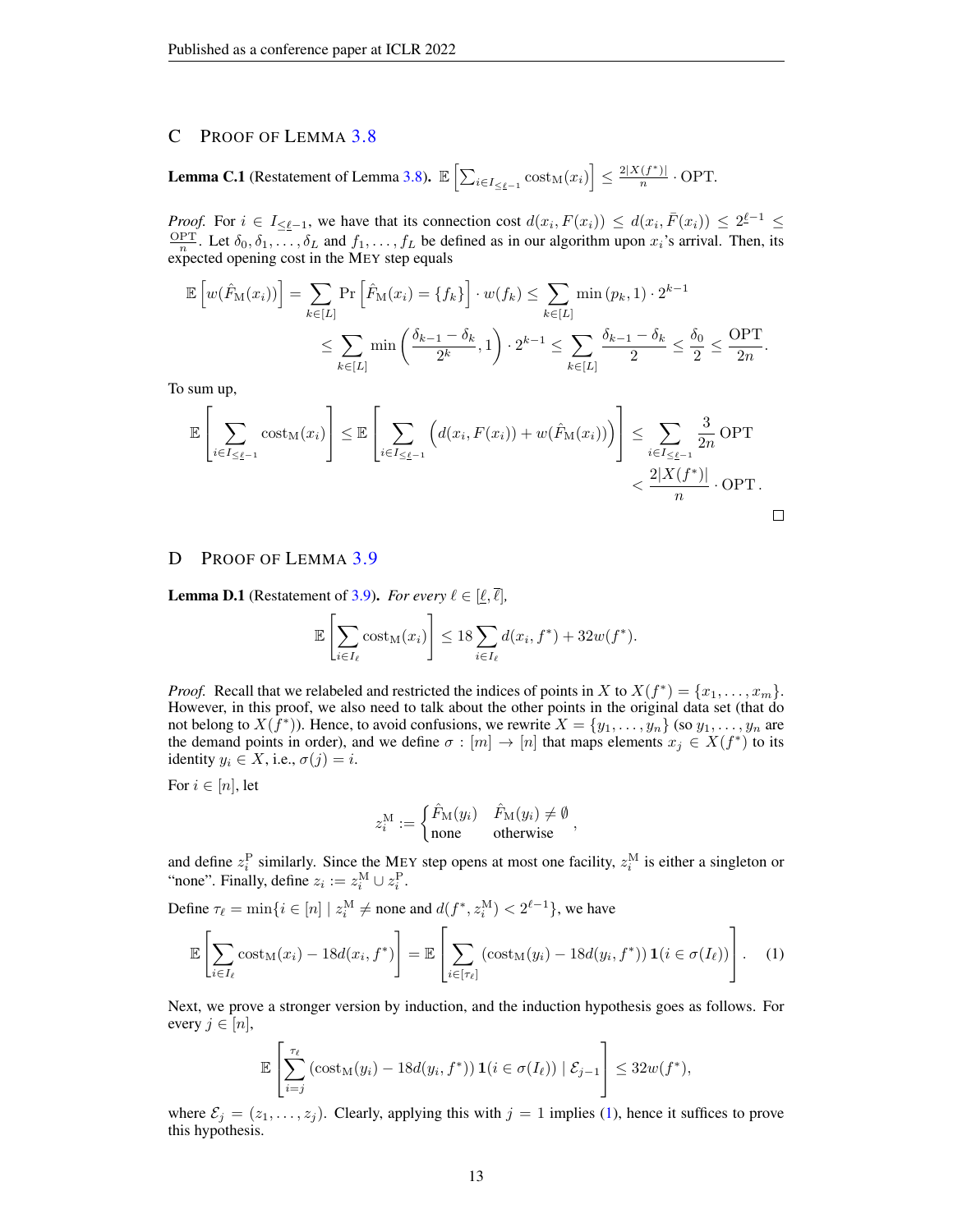## C Proof of Lemma 3.8

**Lemma C.1** (Restatement of Lemma 3.8)**.** $\mathbb{E}\left[\sum_{i\in I_{\leq \underline{\ell}-1}} \mathrm{cost}_{\mathrm{M}}(x_i)\right] \leq \frac{2|X(f^*)|}{n}\cdot \mathrm{OPT}.$

*Proof.* For $i \in I_{\leq \underline{\ell}-1}$, we have that its connection cost $d(x_i, F(x_i)) \leq d(x_i, \bar{F}(x_i)) \leq 2^{\underline{\ell}-1} \leq \frac{\mathrm{OPT}}{n}$. Let $\delta_0, \delta_1, \ldots, \delta_L$ and $f_1, \ldots, f_L$ be defined as in our algorithm upon $x_i$'s arrival. Then, its expected opening cost in the MEY step equals

$$
\begin{aligned}
\mathbb{E}\left[w(\hat{F}_{\mathrm{M}}(x_i))\right] &= \sum_{k\in[L]} \Pr\left[\hat{F}_{\mathrm{M}}(x_i) = \{f_k\}\right]\cdot w(f_k) \leq \sum_{k\in[L]} \min\left(p_k, 1\right)\cdot 2^{k-1} \\
&\leq \sum_{k\in[L]} \min\left(\frac{\delta_{k-1}-\delta_k}{2^k}, 1\right)\cdot 2^{k-1} \leq \sum_{k\in[L]} \frac{\delta_{k-1}-\delta_k}{2} \leq \frac{\delta_0}{2} \leq \frac{\mathrm{OPT}}{2n}.
\end{aligned}
$$

To sum up,

$$
\begin{aligned}
\mathbb{E}\left[\sum_{i\in I_{\leq \underline{\ell}-1}} \mathrm{cost}_{\mathrm{M}}(x_i)\right] \leq \mathbb{E}\left[\sum_{i\in I_{\leq \underline{\ell}-1}} \left(d(x_i, F(x_i)) + w(\hat{F}_{\mathrm{M}}(x_i))\right)\right] &\leq \sum_{i\in I_{\leq \underline{\ell}-1}} \frac{3}{2n}\,\mathrm{OPT} \\
&< \frac{2|X(f^*)|}{n}\cdot \mathrm{OPT}\,.
\end{aligned}
$$

$\square$

## D Proof of Lemma 3.9

**Lemma D.1** (Restatement of 3.9)**.** *For every $\ell \in [\underline{\ell}, \overline{\ell}]$,*

$$
\mathbb{E}\left[\sum_{i\in I_\ell} \mathrm{cost}_{\mathrm{M}}(x_i)\right] \leq 18\sum_{i\in I_\ell} d(x_i, f^*) + 32w(f^*).
$$

*Proof.* Recall that we relabeled and restricted the indices of points in $X$ to $X(f^*) = \{x_1, \ldots, x_m\}$. However, in this proof, we also need to talk about the other points in the original data set (that do not belong to $X(f^*)$). Hence, to avoid confusions, we rewrite $X = \{y_1, \ldots, y_n\}$ (so $y_1, \ldots, y_n$ are the demand points in order), and we define $\sigma : [m] \to [n]$ that maps elements $x_j \in X(f^*)$ to its identity $y_i \in X$, i.e., $\sigma(j) = i$.

For $i \in [n]$, let

$$
z_i^{\mathrm{M}} := \begin{cases} \hat{F}_{\mathrm{M}}(y_i) & \hat{F}_{\mathrm{M}}(y_i) \neq \emptyset \\ \text{none} & \text{otherwise} \end{cases},
$$

and define $z_i^{\mathrm{P}}$ similarly. Since the MEY step opens at most one facility, $z_i^{\mathrm{M}}$ is either a singleton or "none". Finally, define $z_i := z_i^{\mathrm{M}} \cup z_i^{\mathrm{P}}$.

Define $\tau_\ell = \min\{i \in [n] \mid z_i^{\mathrm{M}} \neq \text{none and } d(f^*, z_i^{\mathrm{M}}) < 2^{\ell-1}\}$, we have

$$
\mathbb{E}\left[\sum_{i\in I_\ell} \mathrm{cost}_{\mathrm{M}}(x_i) - 18d(x_i, f^*)\right] = \mathbb{E}\left[\sum_{i\in[\tau_\ell]} \left(\mathrm{cost}_{\mathrm{M}}(y_i) - 18d(y_i, f^*)\right)\mathbf{1}(i \in \sigma(I_\ell))\right]. \quad (1)
$$

Next, we prove a stronger version by induction, and the induction hypothesis goes as follows. For every $j \in [n]$,

$$
\mathbb{E}\left[\sum_{i=j}^{\tau_\ell} \left(\mathrm{cost}_{\mathrm{M}}(y_i) - 18d(y_i, f^*)\right)\mathbf{1}(i \in \sigma(I_\ell)) \mid \mathcal{E}_{j-1}\right] \leq 32w(f^*),
$$

where $\mathcal{E}_j = (z_1, \ldots, z_j)$. Clearly, applying this with $j = 1$ implies (1), hence it suffices to prove this hypothesis.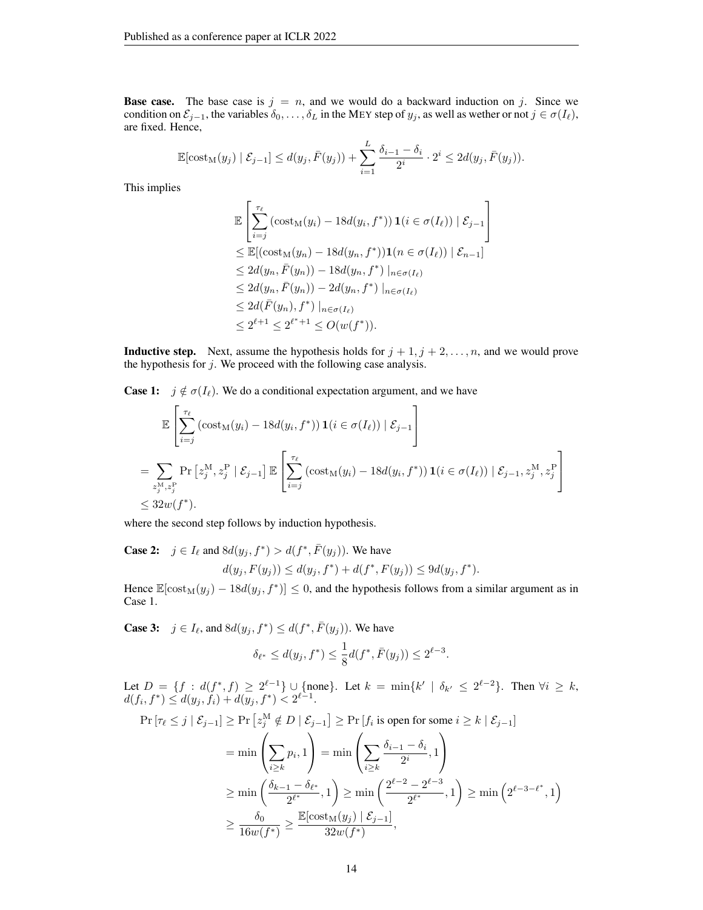**Base case.** The base case is $j = n$, and we would do a backward induction on $j$. Since we condition on $\mathcal{E}_{j-1}$, the variables $\delta_0, \ldots, \delta_L$ in the MEY step of $y_j$, as well as wether or not $j \in \sigma(I_\ell)$, are fixed. Hence,

$$\mathbb{E}[\text{cost}_{\text{M}}(y_j) \mid \mathcal{E}_{j-1}] \le d(y_j, \bar{F}(y_j)) + \sum_{i=1}^{L} \frac{\delta_{i-1} - \delta_i}{2^i} \cdot 2^i \le 2d(y_j, \bar{F}(y_j)).$$

This implies

$$\begin{aligned}
&\mathbb{E}\left[\sum_{i=j}^{\tau_\ell} \left(\text{cost}_{\text{M}}(y_i) - 18d(y_i, f^*)\right) \mathbf{1}(i \in \sigma(I_\ell)) \mid \mathcal{E}_{j-1}\right] \\
&\le \mathbb{E}[(\text{cost}_{\text{M}}(y_n) - 18d(y_n, f^*))\mathbf{1}(n \in \sigma(I_\ell)) \mid \mathcal{E}_{n-1}] \\
&\le 2d(y_n, \bar{F}(y_n)) - 18d(y_n, f^*) \mid_{n \in \sigma(I_\ell)} \\
&\le 2d(y_n, \bar{F}(y_n)) - 2d(y_n, f^*) \mid_{n \in \sigma(I_\ell)} \\
&\le 2d(\bar{F}(y_n), f^*) \mid_{n \in \sigma(I_\ell)} \\
&\le 2^{\ell+1} \le 2^{\ell^*+1} \le O(w(f^*)).
\end{aligned}$$

**Inductive step.** Next, assume the hypothesis holds for $j+1, j+2, \ldots, n$, and we would prove the hypothesis for $j$. We proceed with the following case analysis.

**Case 1:** $j \notin \sigma(I_\ell)$. We do a conditional expectation argument, and we have

$$\begin{aligned}
&\mathbb{E}\left[\sum_{i=j}^{\tau_\ell} \left(\text{cost}_{\text{M}}(y_i) - 18d(y_i, f^*)\right) \mathbf{1}(i \in \sigma(I_\ell)) \mid \mathcal{E}_{j-1}\right] \\
&= \sum_{z_j^{\text{M}}, z_j^{\text{P}}} \Pr\left[z_j^{\text{M}}, z_j^{\text{P}} \mid \mathcal{E}_{j-1}\right] \mathbb{E}\left[\sum_{i=j}^{\tau_\ell} \left(\text{cost}_{\text{M}}(y_i) - 18d(y_i, f^*)\right) \mathbf{1}(i \in \sigma(I_\ell)) \mid \mathcal{E}_{j-1}, z_j^{\text{M}}, z_j^{\text{P}}\right] \\
&\le 32w(f^*).
\end{aligned}$$

where the second step follows by induction hypothesis.

**Case 2:** $j \in I_\ell$ and $8d(y_j, f^*) > d(f^*, \bar{F}(y_j))$. We have

$$d(y_j, F(y_j)) \le d(y_j, f^*) + d(f^*, F(y_j)) \le 9d(y_j, f^*).$$

Hence $\mathbb{E}[\text{cost}_{\text{M}}(y_j) - 18d(y_j, f^*)] \le 0$, and the hypothesis follows from a similar argument as in Case 1.

**Case 3:** $j \in I_\ell$, and $8d(y_j, f^*) \le d(f^*, \bar{F}(y_j))$. We have

$$\delta_{\ell^*} \le d(y_j, f^*) \le \frac{1}{8} d(f^*, \bar{F}(y_j)) \le 2^{\ell-3}.$$

Let $D = \{f : d(f^*, f) \ge 2^{\ell-1}\} \cup \{\text{none}\}$. Let $k = \min\{k' \mid \delta_{k'} \le 2^{\ell-2}\}$. Then $\forall i \ge k$, $d(f_i, f^*) \le d(y_j, f_i) + d(y_j, f^*) < 2^{\ell-1}$.

$$\begin{aligned}
\Pr[\tau_\ell \le j \mid \mathcal{E}_{j-1}] &\ge \Pr\left[z_j^{\text{M}} \notin D \mid \mathcal{E}_{j-1}\right] \ge \Pr[f_i \text{ is open for some } i \ge k \mid \mathcal{E}_{j-1}] \\
&= \min\left(\sum_{i \ge k} p_i, 1\right) = \min\left(\sum_{i \ge k} \frac{\delta_{i-1} - \delta_i}{2^i}, 1\right) \\
&\ge \min\left(\frac{\delta_{k-1} - \delta_{\ell^*}}{2^{\ell^*}}, 1\right) \ge \min\left(\frac{2^{\ell-2} - 2^{\ell-3}}{2^{\ell^*}}, 1\right) \ge \min\left(2^{\ell-3-\ell^*}, 1\right) \\
&\ge \frac{\delta_0}{16w(f^*)} \ge \frac{\mathbb{E}[\text{cost}_{\text{M}}(y_j) \mid \mathcal{E}_{j-1}]}{32w(f^*)},
\end{aligned}$$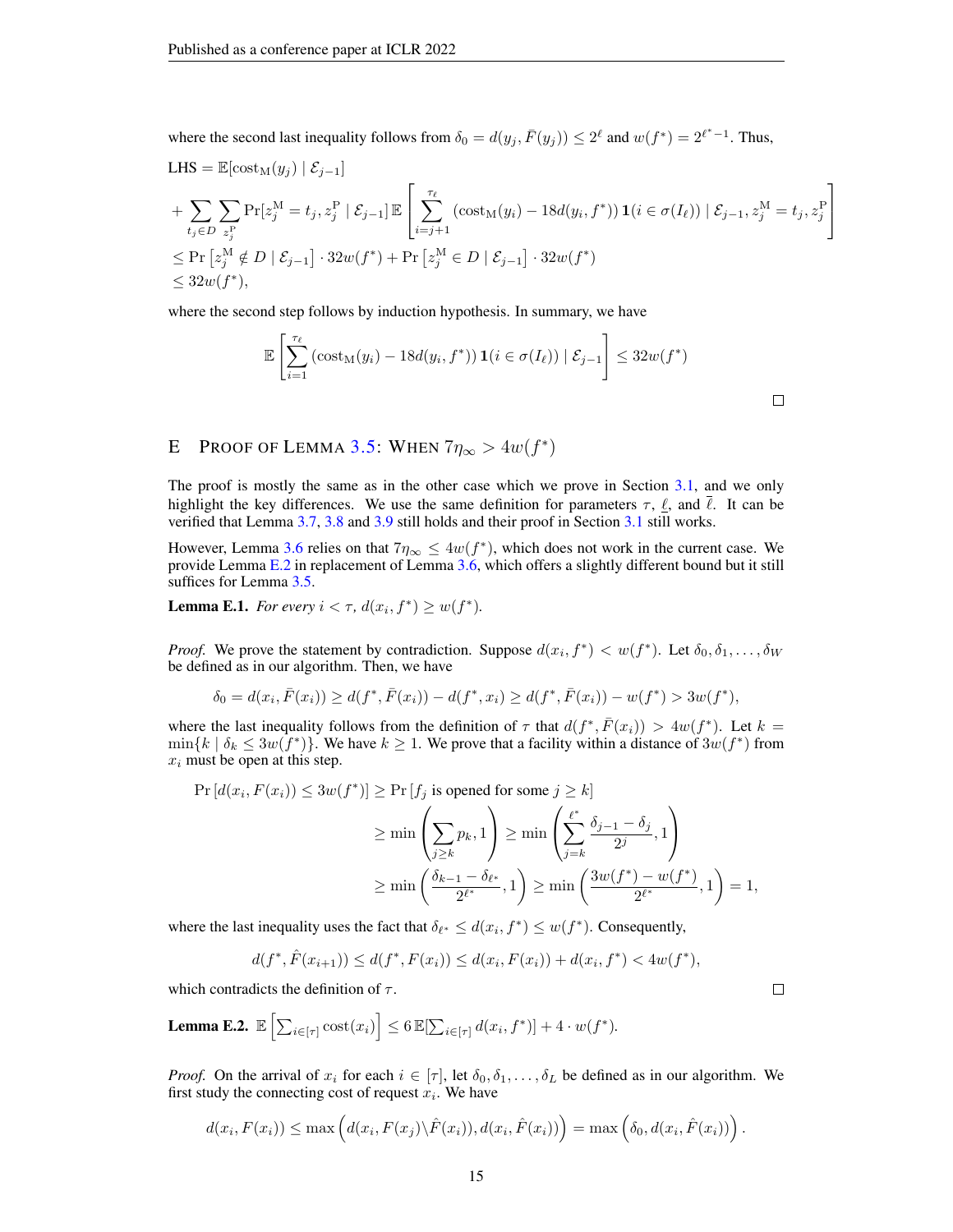where the second last inequality follows from $\delta_0 = d(y_j, \bar{F}(y_j)) \le 2^\ell$ and $w(f^*) = 2^{\ell^*-1}$. Thus,

$$
\begin{aligned}
\text{LHS} &= \mathbb{E}[\text{cost}_{\text{M}}(y_j) \mid \mathcal{E}_{j-1}] \\
&+ \sum_{t_j \in D} \sum_{z_j^{\text{P}}} \Pr[z_j^{\text{M}} = t_j, z_j^{\text{P}} \mid \mathcal{E}_{j-1}] \, \mathbb{E}\left[ \sum_{i=j+1}^{\tau_\ell} \left(\text{cost}_{\text{M}}(y_i) - 18d(y_i, f^*)\right) \mathbf{1}(i \in \sigma(I_\ell)) \mid \mathcal{E}_{j-1}, z_j^{\text{M}} = t_j, z_j^{\text{P}} \right] \\
&\le \Pr\left[z_j^{\text{M}} \notin D \mid \mathcal{E}_{j-1}\right] \cdot 32w(f^*) + \Pr\left[z_j^{\text{M}} \in D \mid \mathcal{E}_{j-1}\right] \cdot 32w(f^*) \\
&\le 32w(f^*),
\end{aligned}
$$

where the second step follows by induction hypothesis. In summary, we have

$$
\mathbb{E}\left[ \sum_{i=1}^{\tau_\ell} \left(\text{cost}_{\text{M}}(y_i) - 18d(y_i, f^*)\right) \mathbf{1}(i \in \sigma(I_\ell)) \mid \mathcal{E}_{j-1} \right] \le 32w(f^*)
$$

□

## E Proof of Lemma 3.5: When $7\eta_\infty > 4w(f^*)$

The proof is mostly the same as in the other case which we prove in Section 3.1, and we only highlight the key differences. We use the same definition for parameters $\tau$, $\underline{\ell}$, and $\bar{\ell}$. It can be verified that Lemma 3.7, 3.8 and 3.9 still holds and their proof in Section 3.1 still works.

However, Lemma 3.6 relies on that $7\eta_\infty \le 4w(f^*)$, which does not work in the current case. We provide Lemma E.2 in replacement of Lemma 3.6, which offers a slightly different bound but it still suffices for Lemma 3.5.

**Lemma E.1.** *For every $i < \tau$, $d(x_i, f^*) \ge w(f^*)$.*

*Proof.* We prove the statement by contradiction. Suppose $d(x_i, f^*) < w(f^*)$. Let $\delta_0, \delta_1, \ldots, \delta_W$ be defined as in our algorithm. Then, we have

$$
\delta_0 = d(x_i, \bar{F}(x_i)) \ge d(f^*, \bar{F}(x_i)) - d(f^*, x_i) \ge d(f^*, \bar{F}(x_i)) - w(f^*) > 3w(f^*),
$$

where the last inequality follows from the definition of $\tau$ that $d(f^*, \bar{F}(x_i)) > 4w(f^*)$. Let $k = \min\{k \mid \delta_k \le 3w(f^*)\}$. We have $k \ge 1$. We prove that a facility within a distance of $3w(f^*)$ from $x_i$ must be open at this step.

$$
\begin{aligned}
\Pr\left[d(x_i, F(x_i)) \le 3w(f^*)\right] &\ge \Pr\left[f_j \text{ is opened for some } j \ge k\right] \\
&\ge \min\left(\sum_{j \ge k} p_k, 1\right) \ge \min\left(\sum_{j=k}^{\ell^*} \frac{\delta_{j-1} - \delta_j}{2^j}, 1\right) \\
&\ge \min\left(\frac{\delta_{k-1} - \delta_{\ell^*}}{2^{\ell^*}}, 1\right) \ge \min\left(\frac{3w(f^*) - w(f^*)}{2^{\ell^*}}, 1\right) = 1,
\end{aligned}
$$

where the last inequality uses the fact that $\delta_{\ell^*} \le d(x_i, f^*) \le w(f^*)$. Consequently,

$$
d(f^*, \hat{F}(x_{i+1})) \le d(f^*, F(x_i)) \le d(x_i, F(x_i)) + d(x_i, f^*) < 4w(f^*),
$$

which contradicts the definition of $\tau$. □

**Lemma E.2.** $\mathbb{E}\left[\sum_{i \in [\tau]} \text{cost}(x_i)\right] \le 6\,\mathbb{E}[\sum_{i \in [\tau]} d(x_i, f^*)] + 4 \cdot w(f^*)$.

*Proof.* On the arrival of $x_i$ for each $i \in [\tau]$, let $\delta_0, \delta_1, \ldots, \delta_L$ be defined as in our algorithm. We first study the connecting cost of request $x_i$. We have

$$
d(x_i, F(x_i)) \le \max\left(d(x_i, F(x_j) \backslash \hat{F}(x_i)), d(x_i, \hat{F}(x_i))\right) = \max\left(\delta_0, d(x_i, \hat{F}(x_i))\right).
$$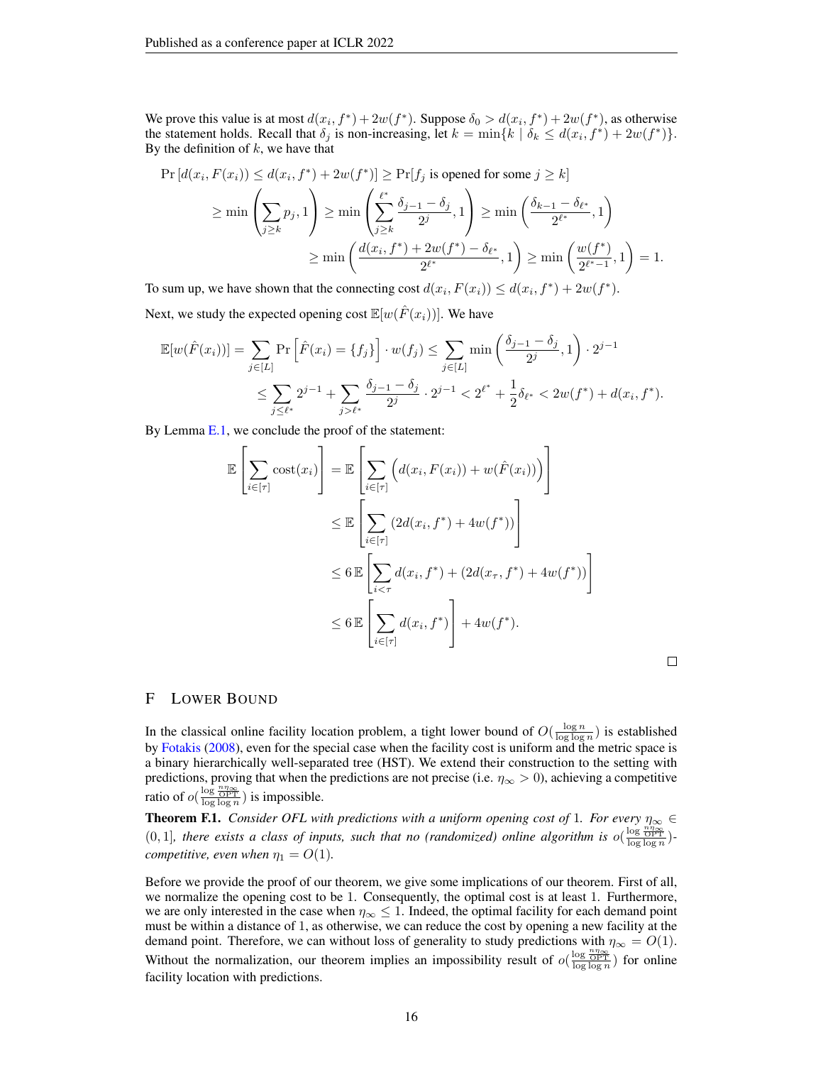We prove this value is at most $d(x_i, f^*) + 2w(f^*)$. Suppose $\delta_0 > d(x_i, f^*) + 2w(f^*)$, as otherwise the statement holds. Recall that $\delta_j$ is non-increasing, let $k = \min\{k \mid \delta_k \le d(x_i, f^*) + 2w(f^*)\}$. By the definition of $k$, we have that

$$
\begin{aligned}
\Pr\left[d(x_i, F(x_i)) \le d(x_i, f^*) + 2w(f^*)\right] &\ge \Pr[f_j \text{ is opened for some } j \ge k] \\
&\ge \min\left(\sum_{j \ge k} p_j, 1\right) \ge \min\left(\sum_{j \ge k}^{\ell^*} \frac{\delta_{j-1} - \delta_j}{2^j}, 1\right) \ge \min\left(\frac{\delta_{k-1} - \delta_{\ell^*}}{2^{\ell^*}}, 1\right) \\
&\ge \min\left(\frac{d(x_i, f^*) + 2w(f^*) - \delta_{\ell^*}}{2^{\ell^*}}, 1\right) \ge \min\left(\frac{w(f^*)}{2^{\ell^*-1}}, 1\right) = 1.
\end{aligned}
$$

To sum up, we have shown that the connecting cost $d(x_i, F(x_i)) \le d(x_i, f^*) + 2w(f^*)$.

Next, we study the expected opening cost $\mathbb{E}[w(\hat{F}(x_i))]$. We have

$$
\begin{aligned}
\mathbb{E}[w(\hat{F}(x_i))] &= \sum_{j \in [L]} \Pr\left[\hat{F}(x_i) = \{f_j\}\right] \cdot w(f_j) \le \sum_{j \in [L]} \min\left(\frac{\delta_{j-1} - \delta_j}{2^j}, 1\right) \cdot 2^{j-1} \\
&\le \sum_{j \le \ell^*} 2^{j-1} + \sum_{j > \ell^*} \frac{\delta_{j-1} - \delta_j}{2^j} \cdot 2^{j-1} < 2^{\ell^*} + \frac{1}{2}\delta_{\ell^*} < 2w(f^*) + d(x_i, f^*).
\end{aligned}
$$

By Lemma E.1, we conclude the proof of the statement:

$$
\begin{aligned}
\mathbb{E}\left[\sum_{i \in [\tau]} \text{cost}(x_i)\right] &= \mathbb{E}\left[\sum_{i \in [\tau]} \left(d(x_i, F(x_i)) + w(\hat{F}(x_i))\right)\right] \\
&\le \mathbb{E}\left[\sum_{i \in [\tau]} (2d(x_i, f^*) + 4w(f^*))\right] \\
&\le 6\,\mathbb{E}\left[\sum_{i < \tau} d(x_i, f^*) + (2d(x_\tau, f^*) + 4w(f^*))\right] \\
&\le 6\,\mathbb{E}\left[\sum_{i \in [\tau]} d(x_i, f^*)\right] + 4w(f^*).
\end{aligned}
$$

□

# F Lower Bound

In the classical online facility location problem, a tight lower bound of $O(\frac{\log n}{\log \log n})$ is established by Fotakis (2008), even for the special case when the facility cost is uniform and the metric space is a binary hierarchically well-separated tree (HST). We extend their construction to the setting with predictions, proving that when the predictions are not precise (i.e. $\eta_\infty > 0$), achieving a competitive ratio of $o(\frac{\log \frac{n\eta_\infty}{\text{OPT}}}{\log \log n})$ is impossible.

**Theorem F.1.** *Consider OFL with predictions with a uniform opening cost of* 1*. For every $\eta_\infty \in (0, 1]$, there exists a class of inputs, such that no (randomized) online algorithm is $o(\frac{\log \frac{n\eta_\infty}{\text{OPT}}}{\log \log n})$-competitive, even when $\eta_1 = O(1)$.*

Before we provide the proof of our theorem, we give some implications of our theorem. First of all, we normalize the opening cost to be 1. Consequently, the optimal cost is at least 1. Furthermore, we are only interested in the case when $\eta_\infty \le 1$. Indeed, the optimal facility for each demand point must be within a distance of 1, as otherwise, we can reduce the cost by opening a new facility at the demand point. Therefore, we can without loss of generality to study predictions with $\eta_\infty = O(1)$. Without the normalization, our theorem implies an impossibility result of $o(\frac{\log \frac{n\eta_\infty}{\text{OPT}}}{\log \log n})$ for online facility location with predictions.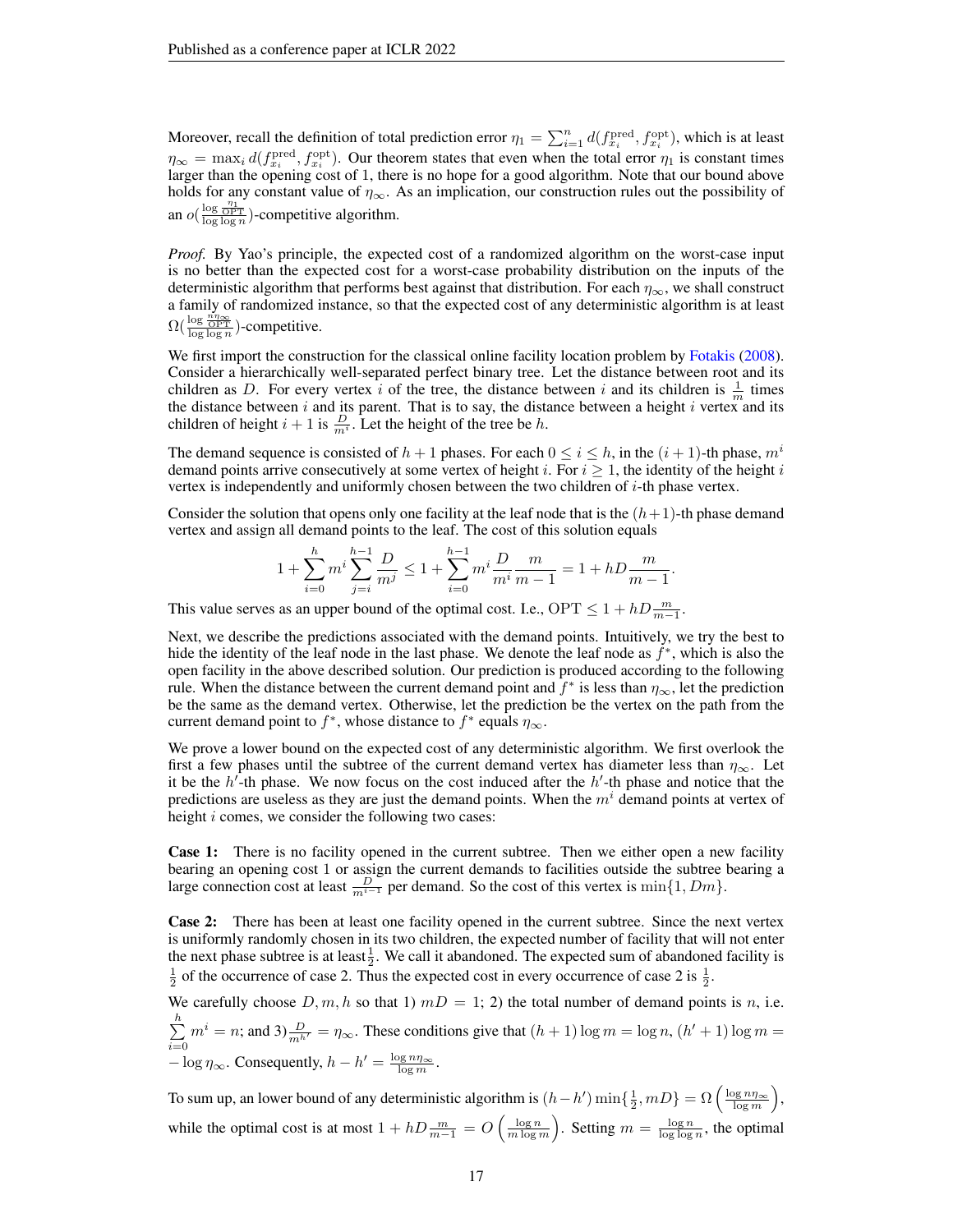Moreover, recall the definition of total prediction error $\eta_1 = \sum_{i=1}^n d(f^{\text{pred}}_{x_i}, f^{\text{opt}}_{x_i})$, which is at least $\eta_\infty = \max_i d(f^{\text{pred}}_{x_i}, f^{\text{opt}}_{x_i})$. Our theorem states that even when the total error $\eta_1$ is constant times larger than the opening cost of 1, there is no hope for a good algorithm. Note that our bound above holds for any constant value of $\eta_\infty$. As an implication, our construction rules out the possibility of an $o(\frac{\log \frac{\eta_1}{\text{OPT}}}{\log \log n})$-competitive algorithm.

*Proof.* By Yao's principle, the expected cost of a randomized algorithm on the worst-case input is no better than the expected cost for a worst-case probability distribution on the inputs of the deterministic algorithm that performs best against that distribution. For each $\eta_\infty$, we shall construct a family of randomized instance, so that the expected cost of any deterministic algorithm is at least $\Omega(\frac{\log \frac{n\eta_\infty}{\text{OPT}}}{\log \log n})$-competitive.

We first import the construction for the classical online facility location problem by Fotakis (2008). Consider a hierarchically well-separated perfect binary tree. Let the distance between root and its children as $D$. For every vertex $i$ of the tree, the distance between $i$ and its children is $\frac{1}{m}$ times the distance between $i$ and its parent. That is to say, the distance between a height $i$ vertex and its children of height $i+1$ is $\frac{D}{m^i}$. Let the height of the tree be $h$.

The demand sequence is consisted of $h+1$ phases. For each $0 \le i \le h$, in the $(i+1)$-th phase, $m^i$ demand points arrive consecutively at some vertex of height $i$. For $i \ge 1$, the identity of the height $i$ vertex is independently and uniformly chosen between the two children of $i$-th phase vertex.

Consider the solution that opens only one facility at the leaf node that is the $(h+1)$-th phase demand vertex and assign all demand points to the leaf. The cost of this solution equals

$$1 + \sum_{i=0}^{h} m^i \sum_{j=i}^{h-1} \frac{D}{m^j} \le 1 + \sum_{i=0}^{h-1} m^i \frac{D}{m^i} \frac{m}{m-1} = 1 + hD\frac{m}{m-1}.$$

This value serves as an upper bound of the optimal cost. I.e., $\text{OPT} \le 1 + hD\frac{m}{m-1}$.

Next, we describe the predictions associated with the demand points. Intuitively, we try the best to hide the identity of the leaf node in the last phase. We denote the leaf node as $f^*$, which is also the open facility in the above described solution. Our prediction is produced according to the following rule. When the distance between the current demand point and $f^*$ is less than $\eta_\infty$, let the prediction be the same as the demand vertex. Otherwise, let the prediction be the vertex on the path from the current demand point to $f^*$, whose distance to $f^*$ equals $\eta_\infty$.

We prove a lower bound on the expected cost of any deterministic algorithm. We first overlook the first a few phases until the subtree of the current demand vertex has diameter less than $\eta_\infty$. Let it be the $h'$-th phase. We now focus on the cost induced after the $h'$-th phase and notice that the predictions are useless as they are just the demand points. When the $m^i$ demand points at vertex of height $i$ comes, we consider the following two cases:

**Case 1:** There is no facility opened in the current subtree. Then we either open a new facility bearing an opening cost 1 or assign the current demands to facilities outside the subtree bearing a large connection cost at least $\frac{D}{m^{i-1}}$ per demand. So the cost of this vertex is $\min\{1, Dm\}$.

**Case 2:** There has been at least one facility opened in the current subtree. Since the next vertex is uniformly randomly chosen in its two children, the expected number of facility that will not enter the next phase subtree is at least $\frac{1}{2}$. We call it abandoned. The expected sum of abandoned facility is $\frac{1}{2}$ of the occurrence of case 2. Thus the expected cost in every occurrence of case 2 is $\frac{1}{2}$.

We carefully choose $D, m, h$ so that 1) $mD = 1$; 2) the total number of demand points is $n$, i.e. $\sum_{i=0}^{h} m^i = n$; and 3) $\frac{D}{m^{h'}} = \eta_\infty$. These conditions give that $(h+1)\log m = \log n$, $(h'+1)\log m = -\log \eta_\infty$. Consequently, $h - h' = \frac{\log n\eta_\infty}{\log m}$.

To sum up, an lower bound of any deterministic algorithm is $(h - h')\min\{\frac{1}{2}, mD\} = \Omega\left(\frac{\log n\eta_\infty}{\log m}\right)$, while the optimal cost is at most $1 + hD\frac{m}{m-1} = O\left(\frac{\log n}{m \log m}\right)$. Setting $m = \frac{\log n}{\log \log n}$, the optimal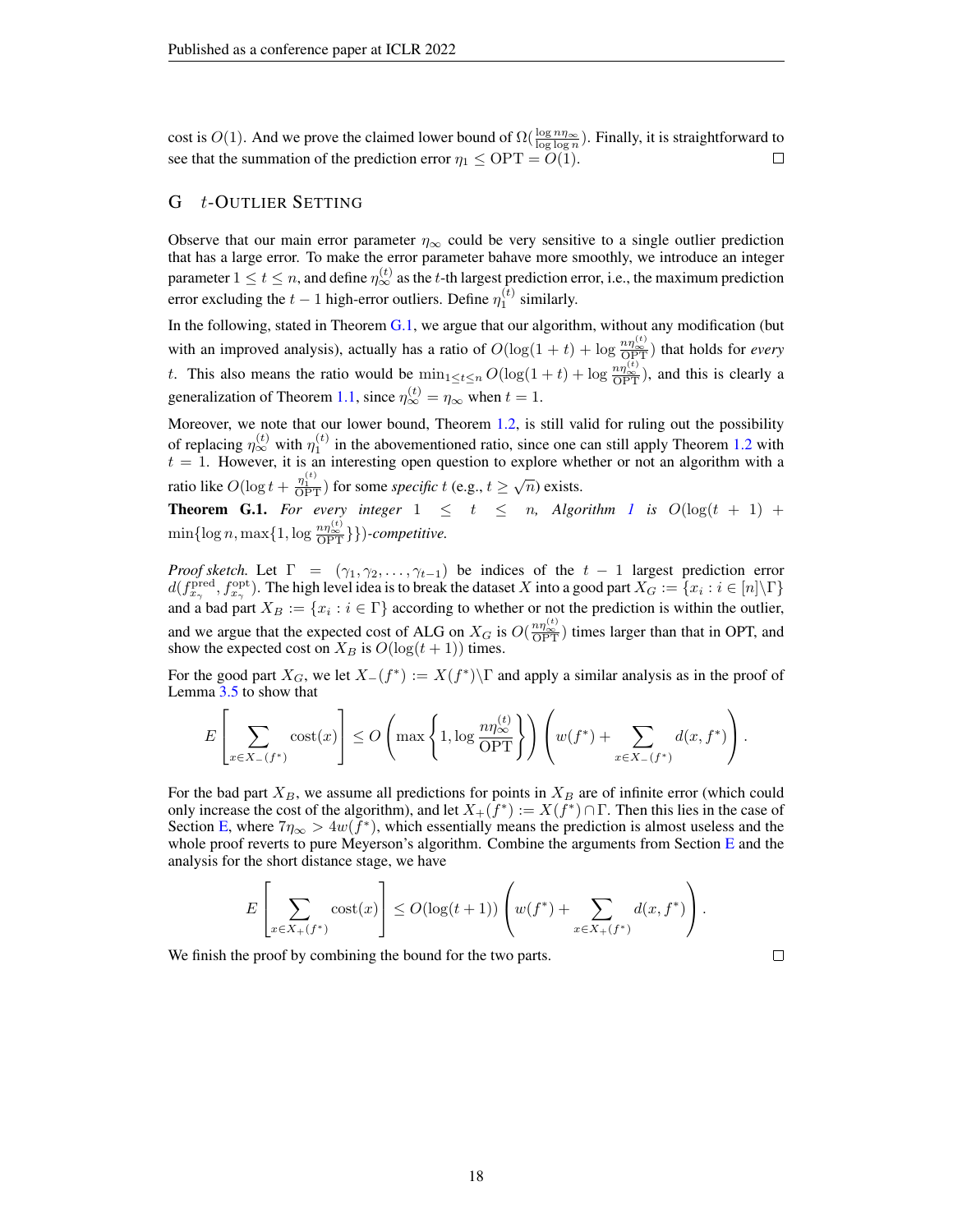cost is $O(1)$. And we prove the claimed lower bound of $\Omega(\frac{\log n\eta_\infty}{\log\log n})$. Finally, it is straightforward to see that the summation of the prediction error $\eta_1 \le \mathrm{OPT} = O(1)$. □

## G $t$-Outlier Setting

Observe that our main error parameter $\eta_\infty$ could be very sensitive to a single outlier prediction that has a large error. To make the error parameter bahave more smoothly, we introduce an integer parameter $1 \le t \le n$, and define $\eta_\infty^{(t)}$ as the $t$-th largest prediction error, i.e., the maximum prediction error excluding the $t-1$ high-error outliers. Define $\eta_1^{(t)}$ similarly.

In the following, stated in Theorem G.1, we argue that our algorithm, without any modification (but with an improved analysis), actually has a ratio of $O(\log(1+t) + \log\frac{n\eta_\infty^{(t)}}{\mathrm{OPT}})$ that holds for *every* $t$. This also means the ratio would be $\min_{1\le t\le n} O(\log(1+t) + \log\frac{n\eta_\infty^{(t)}}{\mathrm{OPT}})$, and this is clearly a generalization of Theorem 1.1, since $\eta_\infty^{(t)} = \eta_\infty$ when $t = 1$.

Moreover, we note that our lower bound, Theorem 1.2, is still valid for ruling out the possibility of replacing $\eta_\infty^{(t)}$ with $\eta_1^{(t)}$ in the abovementioned ratio, since one can still apply Theorem 1.2 with $t = 1$. However, it is an interesting open question to explore whether or not an algorithm with a ratio like $O(\log t + \frac{\eta_1^{(t)}}{\mathrm{OPT}})$ for some *specific* $t$ (e.g., $t \ge \sqrt{n}$) exists.

**Theorem G.1.** *For every integer $1 \le t \le n$, Algorithm 1 is $O(\log(t+1) + \min\{\log n, \max\{1, \log\frac{n\eta_\infty^{(t)}}{\mathrm{OPT}}\}\})$-competitive.*

*Proof sketch.* Let $\Gamma = (\gamma_1, \gamma_2, \ldots, \gamma_{t-1})$ be indices of the $t-1$ largest prediction error $d(f_{x_\gamma}^{\mathrm{pred}}, f_{x_\gamma}^{\mathrm{opt}})$. The high level idea is to break the dataset $X$ into a good part $X_G := \{x_i : i \in [n]\backslash\Gamma\}$ and a bad part $X_B := \{x_i : i \in \Gamma\}$ according to whether or not the prediction is within the outlier, and we argue that the expected cost of ALG on $X_G$ is $O(\frac{n\eta_\infty^{(t)}}{\mathrm{OPT}})$ times larger than that in OPT, and show the expected cost on $X_B$ is $O(\log(t+1))$ times.

For the good part $X_G$, we let $X_-(f^*) := X(f^*)\backslash\Gamma$ and apply a similar analysis as in the proof of Lemma 3.5 to show that

$$E\left[\sum_{x\in X_-(f^*)} \mathrm{cost}(x)\right] \le O\left(\max\left\{1, \log\frac{n\eta_\infty^{(t)}}{\mathrm{OPT}}\right\}\right)\left(w(f^*) + \sum_{x\in X_-(f^*)} d(x, f^*)\right).$$

For the bad part $X_B$, we assume all predictions for points in $X_B$ are of infinite error (which could only increase the cost of the algorithm), and let $X_+(f^*) := X(f^*) \cap \Gamma$. Then this lies in the case of Section E, where $7\eta_\infty > 4w(f^*)$, which essentially means the prediction is almost useless and the whole proof reverts to pure Meyerson's algorithm. Combine the arguments from Section E and the analysis for the short distance stage, we have

$$E\left[\sum_{x\in X_+(f^*)} \mathrm{cost}(x)\right] \le O(\log(t+1))\left(w(f^*) + \sum_{x\in X_+(f^*)} d(x, f^*)\right).$$

We finish the proof by combining the bound for the two parts. □